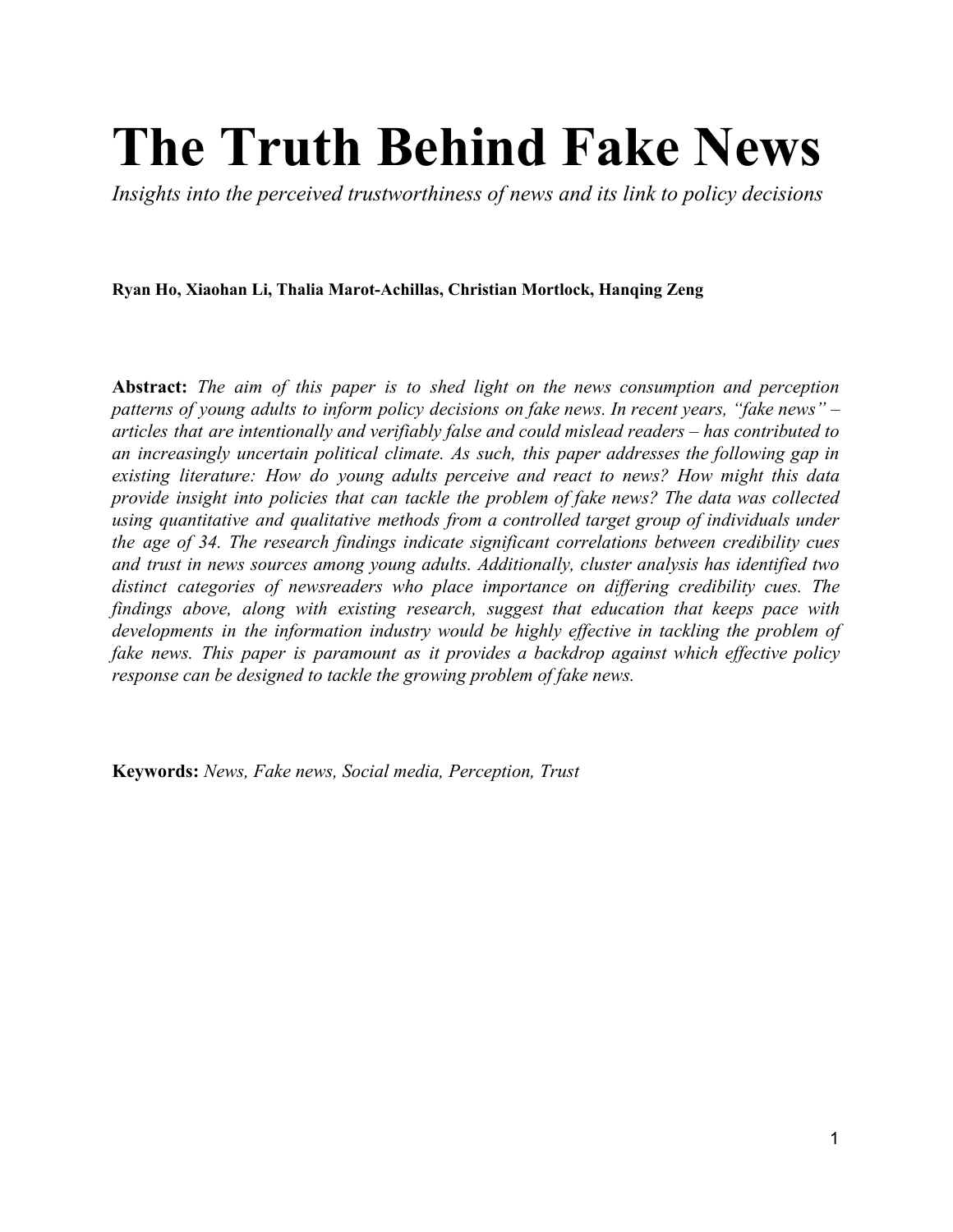# The Truth Behind Fake News

*Insights into the perceived trustworthiness of news and its link to policy decisions*

**Ryan Ho, Xiaohan Li, Thalia Marot-Achillas, Christian Mortlock, Hanqing Zeng**

**Abstract:** *The aim of this paper is to shed light on the news consumption and perception patterns of young adults to inform policy decisions on fake news. In recent years, "fake news" – articles that are intentionally and verifiably false and could mislead readers – has contributed to an increasingly uncertain political climate. As such, this paper addresses the following gap in existing literature: How do young adults perceive and react to news? How might this data provide insight into policies that can tackle the problem of fake news? The data was collected using quantitative and qualitative methods from a controlled target group of individuals under the age of 34. The research findings indicate significant correlations between credibility cues and trust in news sources among young adults. Additionally, cluster analysis has identified two distinct categories of newsreaders who place importance on differing credibility cues. The findings above, along with existing research, suggest that education that keeps pace with developments in the information industry would be highly effective in tackling the problem of fake news. This paper is paramount as it provides a backdrop against which effective policy response can be designed to tackle the growing problem of fake news.*

**Keywords:** *News, Fake news, Social media, Perception, Trust*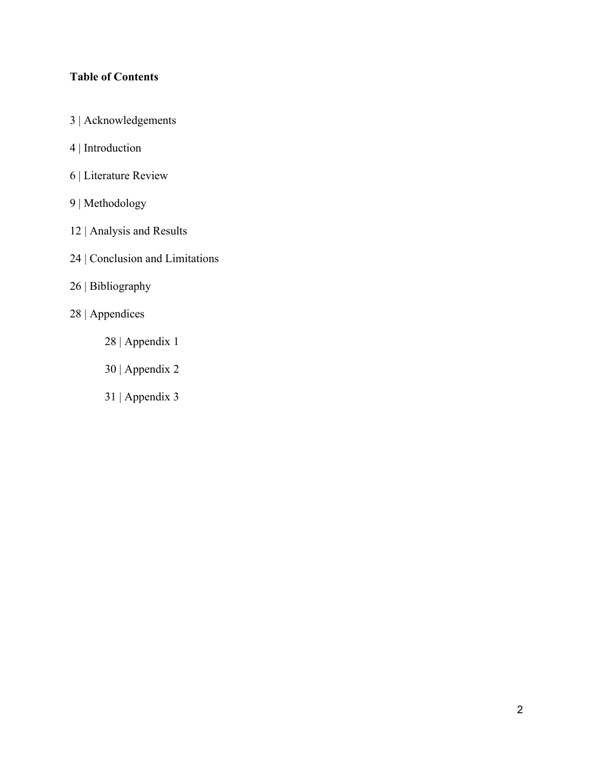**Table of Contents**

3 | Acknowledgements

4 | Introduction

6 | Literature Review

9 | Methodology

12 | Analysis and Results

24 | Conclusion and Limitations

26 | Bibliography

28 | Appendices

- 28 | Appendix 1
- 30 | Appendix 2
- 31 | Appendix 3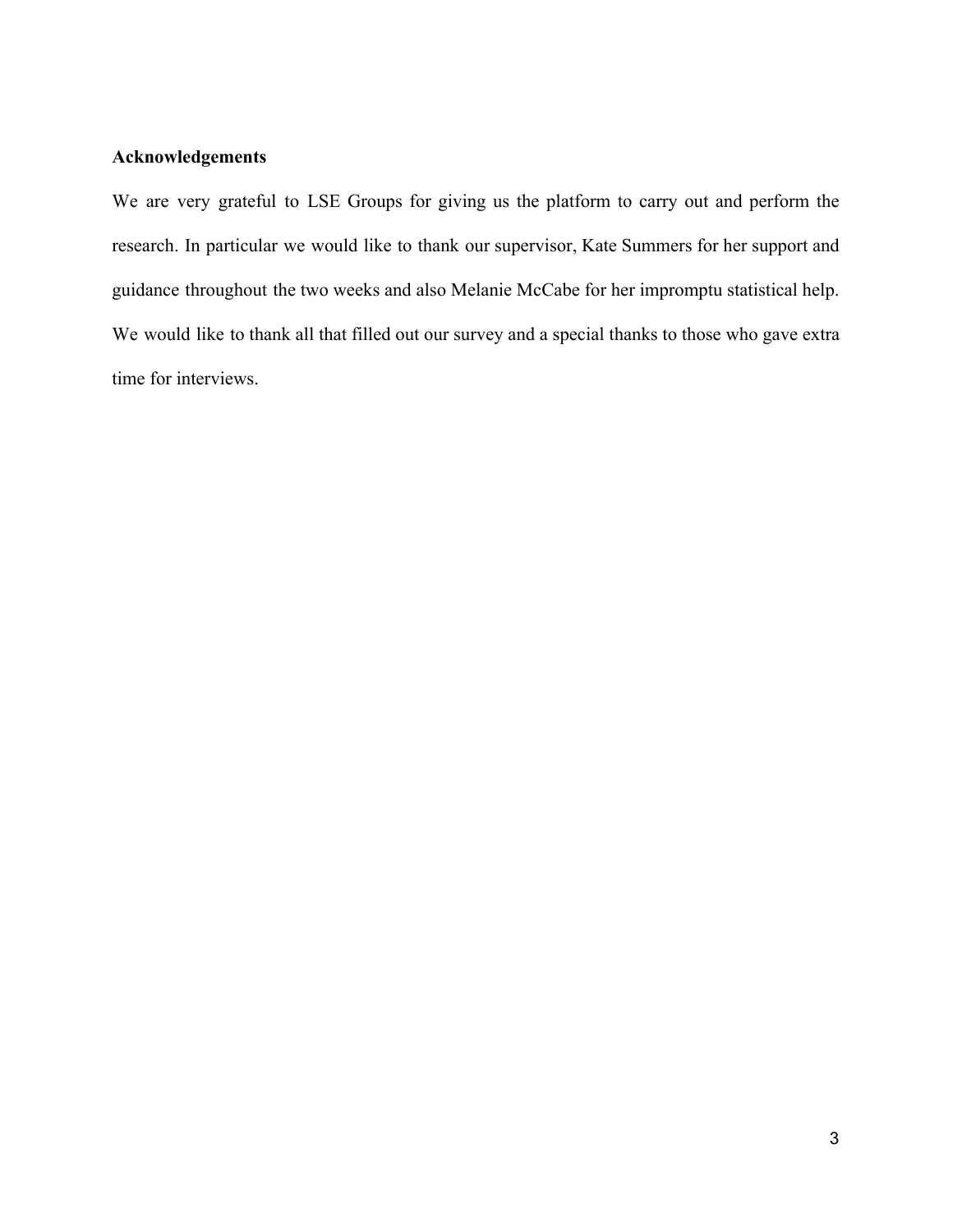**Acknowledgements**

We are very grateful to LSE Groups for giving us the platform to carry out and perform the research. In particular we would like to thank our supervisor, Kate Summers for her support and guidance throughout the two weeks and also Melanie McCabe for her impromptu statistical help. We would like to thank all that filled out our survey and a special thanks to those who gave extra time for interviews.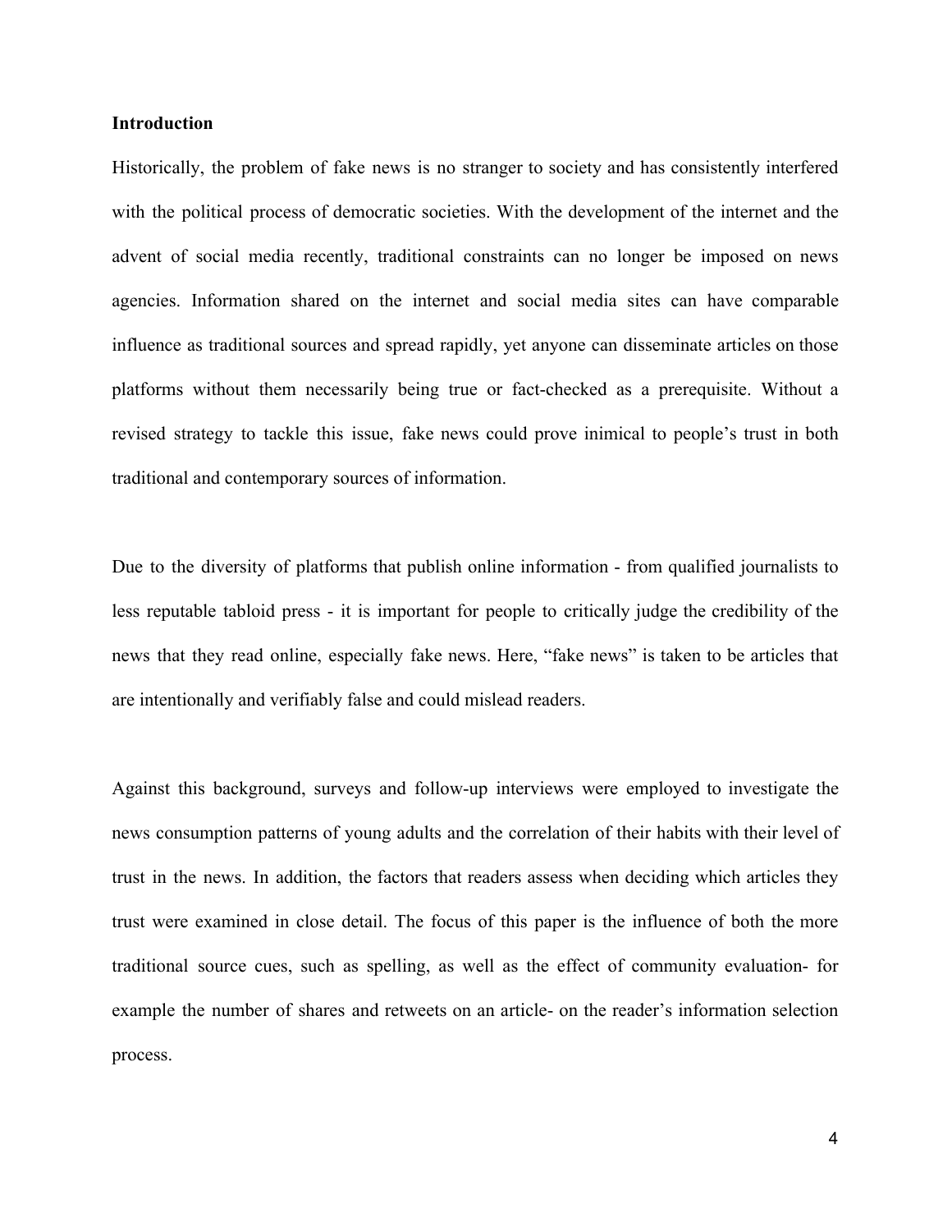**Introduction**

Historically, the problem of fake news is no stranger to society and has consistently interfered with the political process of democratic societies. With the development of the internet and the advent of social media recently, traditional constraints can no longer be imposed on news agencies. Information shared on the internet and social media sites can have comparable influence as traditional sources and spread rapidly, yet anyone can disseminate articles on those platforms without them necessarily being true or fact-checked as a prerequisite. Without a revised strategy to tackle this issue, fake news could prove inimical to people's trust in both traditional and contemporary sources of information.

Due to the diversity of platforms that publish online information - from qualified journalists to less reputable tabloid press - it is important for people to critically judge the credibility of the news that they read online, especially fake news. Here, "fake news" is taken to be articles that are intentionally and verifiably false and could mislead readers.

Against this background, surveys and follow-up interviews were employed to investigate the news consumption patterns of young adults and the correlation of their habits with their level of trust in the news. In addition, the factors that readers assess when deciding which articles they trust were examined in close detail. The focus of this paper is the influence of both the more traditional source cues, such as spelling, as well as the effect of community evaluation- for example the number of shares and retweets on an article- on the reader's information selection process.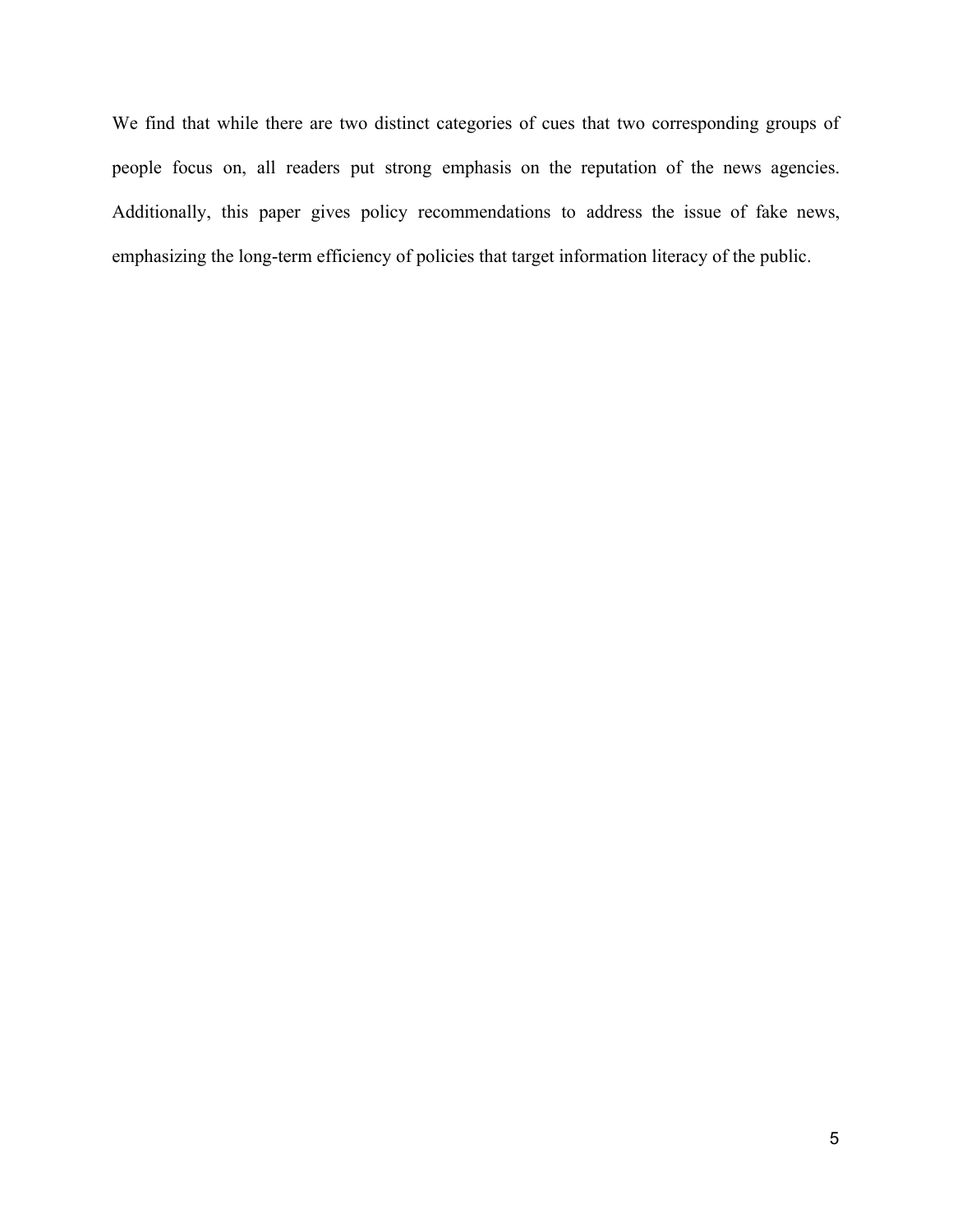We find that while there are two distinct categories of cues that two corresponding groups of people focus on, all readers put strong emphasis on the reputation of the news agencies. Additionally, this paper gives policy recommendations to address the issue of fake news, emphasizing the long-term efficiency of policies that target information literacy of the public.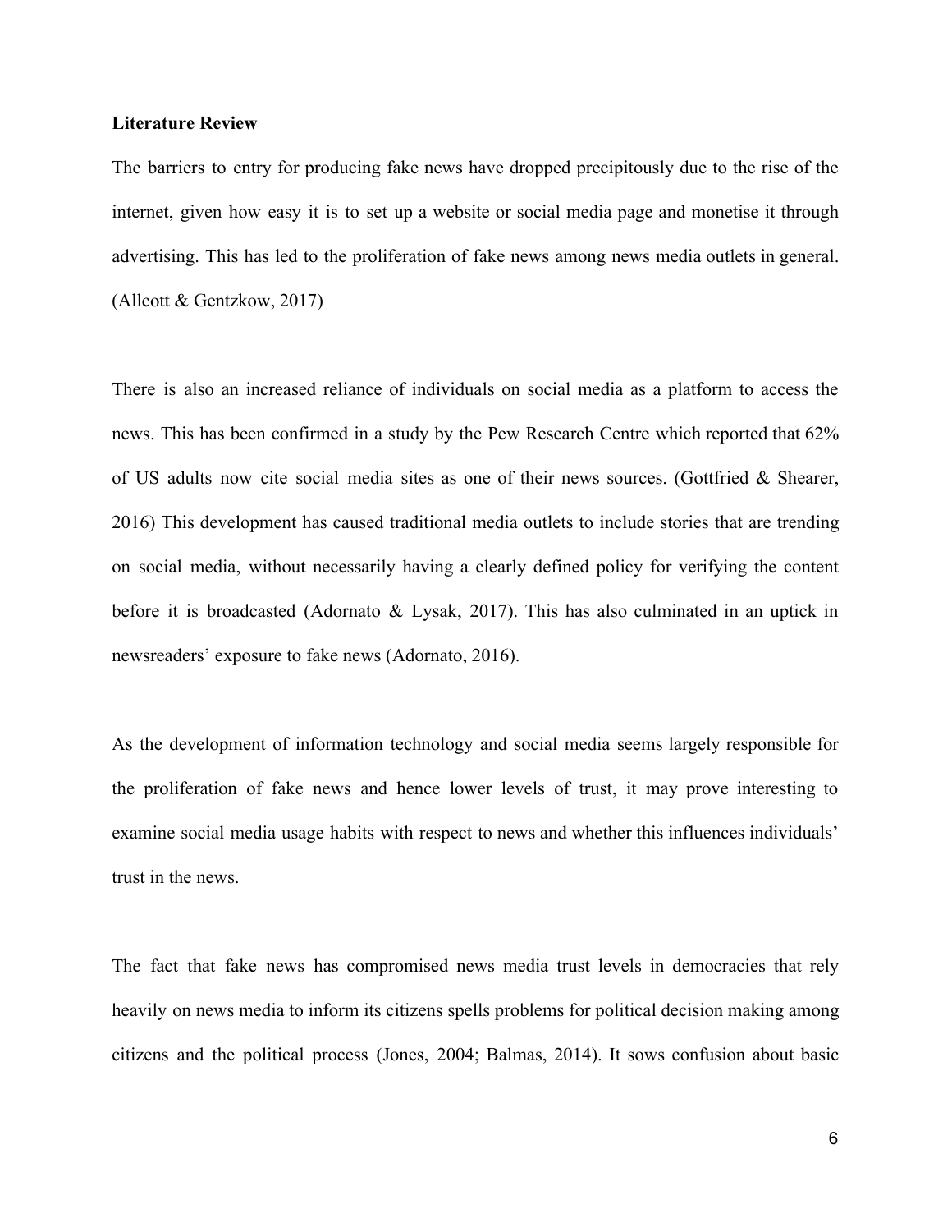**Literature Review**

The barriers to entry for producing fake news have dropped precipitously due to the rise of the internet, given how easy it is to set up a website or social media page and monetise it through advertising. This has led to the proliferation of fake news among news media outlets in general. (Allcott & Gentzkow, 2017)

There is also an increased reliance of individuals on social media as a platform to access the news. This has been confirmed in a study by the Pew Research Centre which reported that 62% of US adults now cite social media sites as one of their news sources. (Gottfried & Shearer, 2016) This development has caused traditional media outlets to include stories that are trending on social media, without necessarily having a clearly defined policy for verifying the content before it is broadcasted (Adornato & Lysak, 2017). This has also culminated in an uptick in newsreaders' exposure to fake news (Adornato, 2016).

As the development of information technology and social media seems largely responsible for the proliferation of fake news and hence lower levels of trust, it may prove interesting to examine social media usage habits with respect to news and whether this influences individuals' trust in the news.

The fact that fake news has compromised news media trust levels in democracies that rely heavily on news media to inform its citizens spells problems for political decision making among citizens and the political process (Jones, 2004; Balmas, 2014). It sows confusion about basic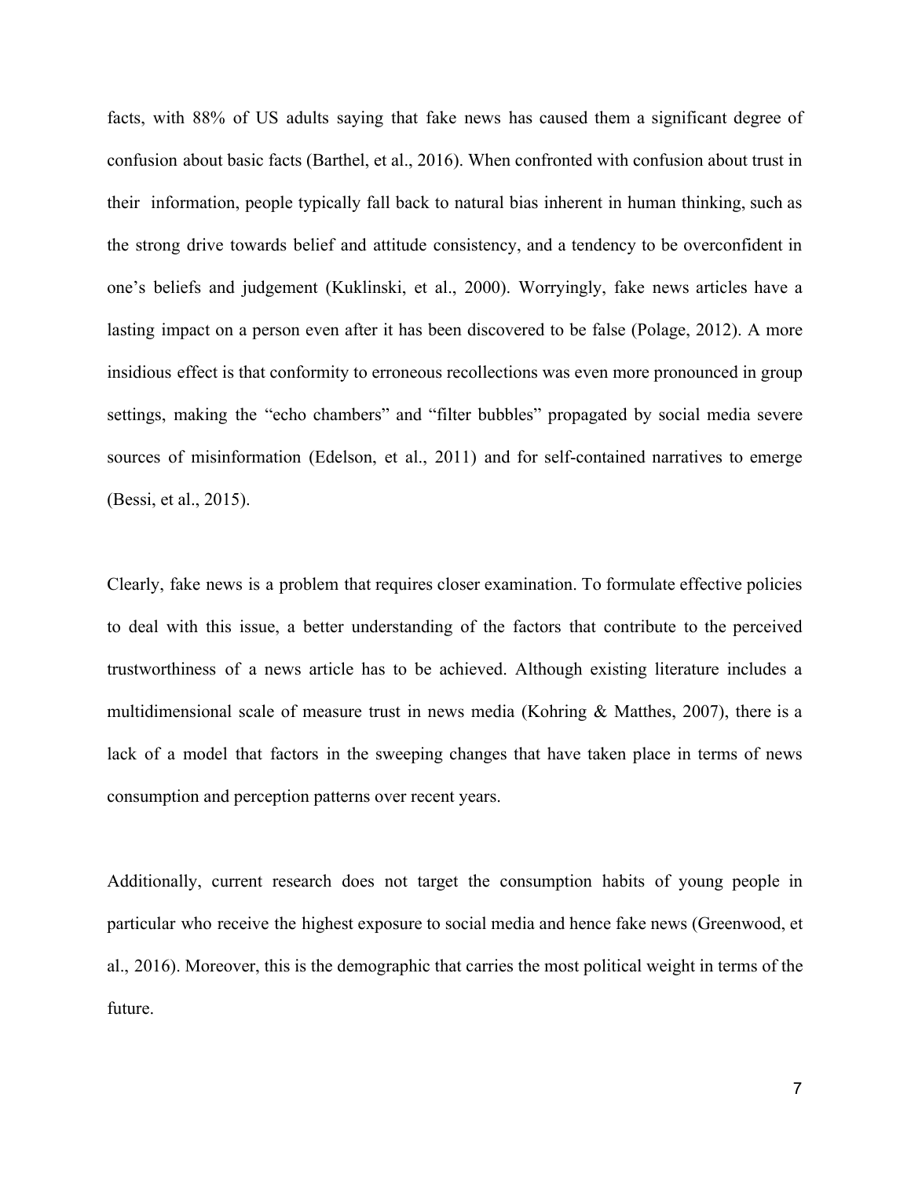facts, with 88% of US adults saying that fake news has caused them a significant degree of confusion about basic facts (Barthel, et al., 2016). When confronted with confusion about trust in their information, people typically fall back to natural bias inherent in human thinking, such as the strong drive towards belief and attitude consistency, and a tendency to be overconfident in one's beliefs and judgement (Kuklinski, et al., 2000). Worryingly, fake news articles have a lasting impact on a person even after it has been discovered to be false (Polage, 2012). A more insidious effect is that conformity to erroneous recollections was even more pronounced in group settings, making the "echo chambers" and "filter bubbles" propagated by social media severe sources of misinformation (Edelson, et al., 2011) and for self-contained narratives to emerge (Bessi, et al., 2015).

Clearly, fake news is a problem that requires closer examination. To formulate effective policies to deal with this issue, a better understanding of the factors that contribute to the perceived trustworthiness of a news article has to be achieved. Although existing literature includes a multidimensional scale of measure trust in news media (Kohring & Matthes, 2007), there is a lack of a model that factors in the sweeping changes that have taken place in terms of news consumption and perception patterns over recent years.

Additionally, current research does not target the consumption habits of young people in particular who receive the highest exposure to social media and hence fake news (Greenwood, et al., 2016). Moreover, this is the demographic that carries the most political weight in terms of the future.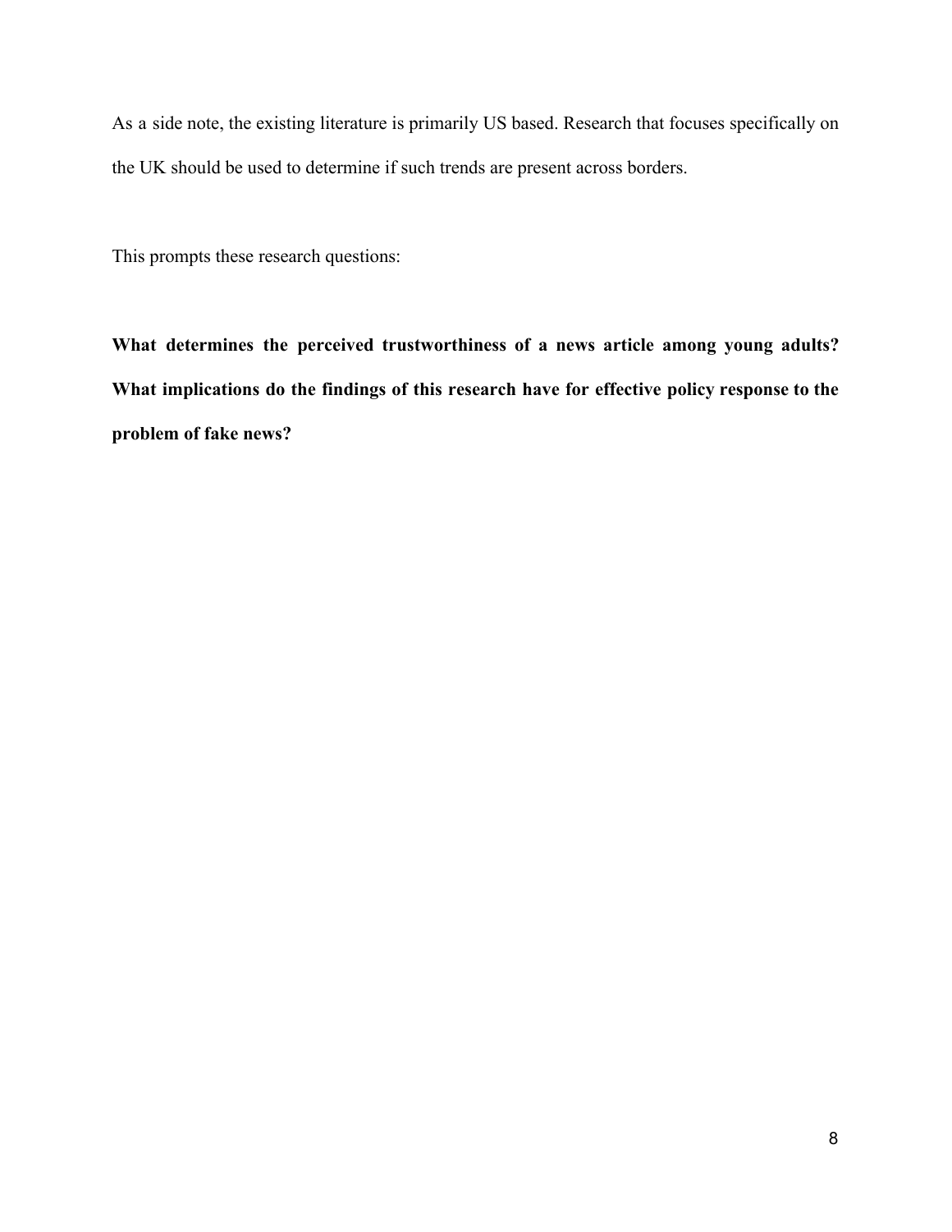As a side note, the existing literature is primarily US based. Research that focuses specifically on the UK should be used to determine if such trends are present across borders.

This prompts these research questions:

**What determines the perceived trustworthiness of a news article among young adults? What implications do the findings of this research have for effective policy response to the problem of fake news?**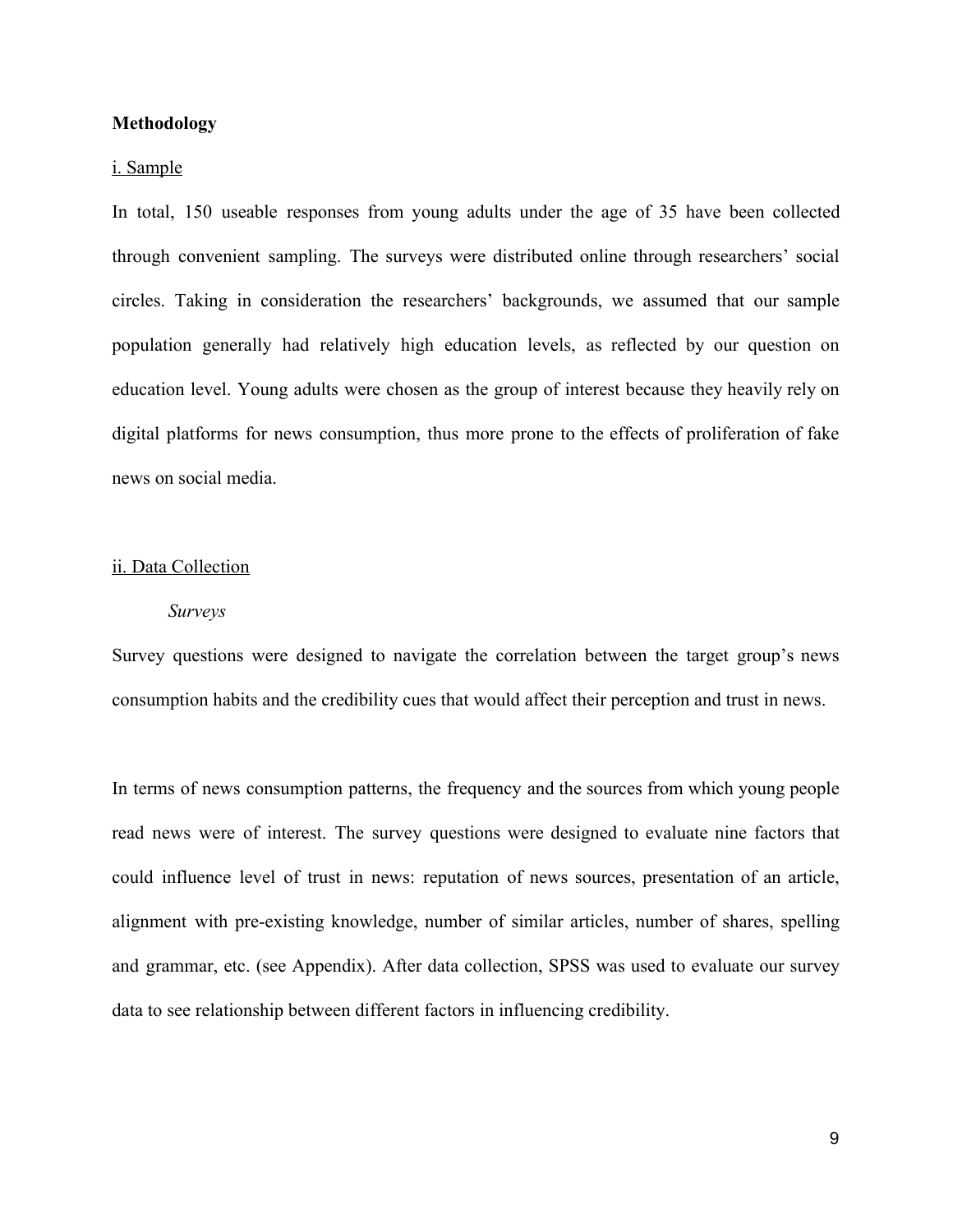**Methodology**

i. Sample

In total, 150 useable responses from young adults under the age of 35 have been collected through convenient sampling. The surveys were distributed online through researchers' social circles. Taking in consideration the researchers' backgrounds, we assumed that our sample population generally had relatively high education levels, as reflected by our question on education level. Young adults were chosen as the group of interest because they heavily rely on digital platforms for news consumption, thus more prone to the effects of proliferation of fake news on social media.

ii. Data Collection

*Surveys*

Survey questions were designed to navigate the correlation between the target group's news consumption habits and the credibility cues that would affect their perception and trust in news.

In terms of news consumption patterns, the frequency and the sources from which young people read news were of interest. The survey questions were designed to evaluate nine factors that could influence level of trust in news: reputation of news sources, presentation of an article, alignment with pre-existing knowledge, number of similar articles, number of shares, spelling and grammar, etc. (see Appendix). After data collection, SPSS was used to evaluate our survey data to see relationship between different factors in influencing credibility.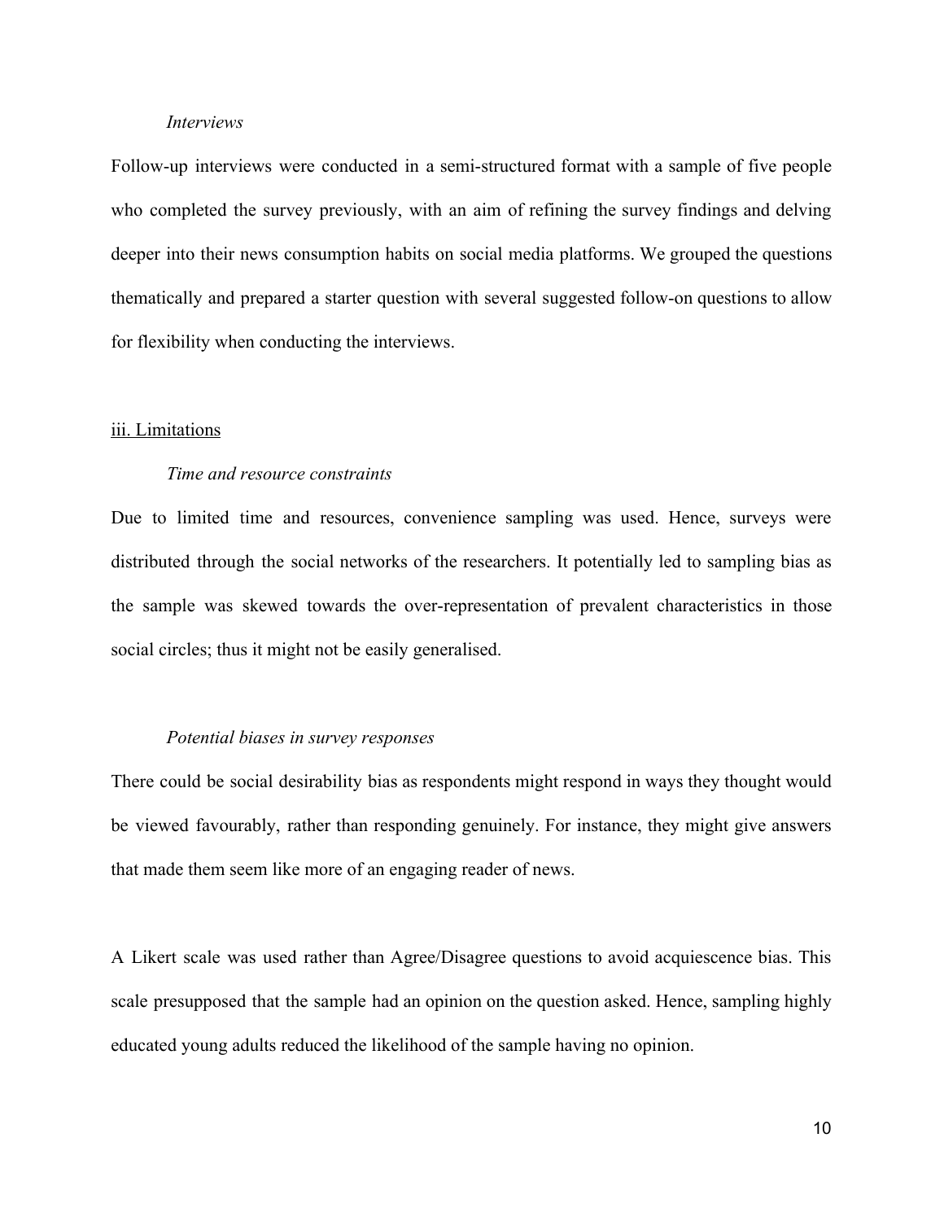*Interviews*

Follow-up interviews were conducted in a semi-structured format with a sample of five people who completed the survey previously, with an aim of refining the survey findings and delving deeper into their news consumption habits on social media platforms. We grouped the questions thematically and prepared a starter question with several suggested follow-on questions to allow for flexibility when conducting the interviews.

## iii. Limitations

*Time and resource constraints*

Due to limited time and resources, convenience sampling was used. Hence, surveys were distributed through the social networks of the researchers. It potentially led to sampling bias as the sample was skewed towards the over-representation of prevalent characteristics in those social circles; thus it might not be easily generalised.

*Potential biases in survey responses*

There could be social desirability bias as respondents might respond in ways they thought would be viewed favourably, rather than responding genuinely. For instance, they might give answers that made them seem like more of an engaging reader of news.

A Likert scale was used rather than Agree/Disagree questions to avoid acquiescence bias. This scale presupposed that the sample had an opinion on the question asked. Hence, sampling highly educated young adults reduced the likelihood of the sample having no opinion.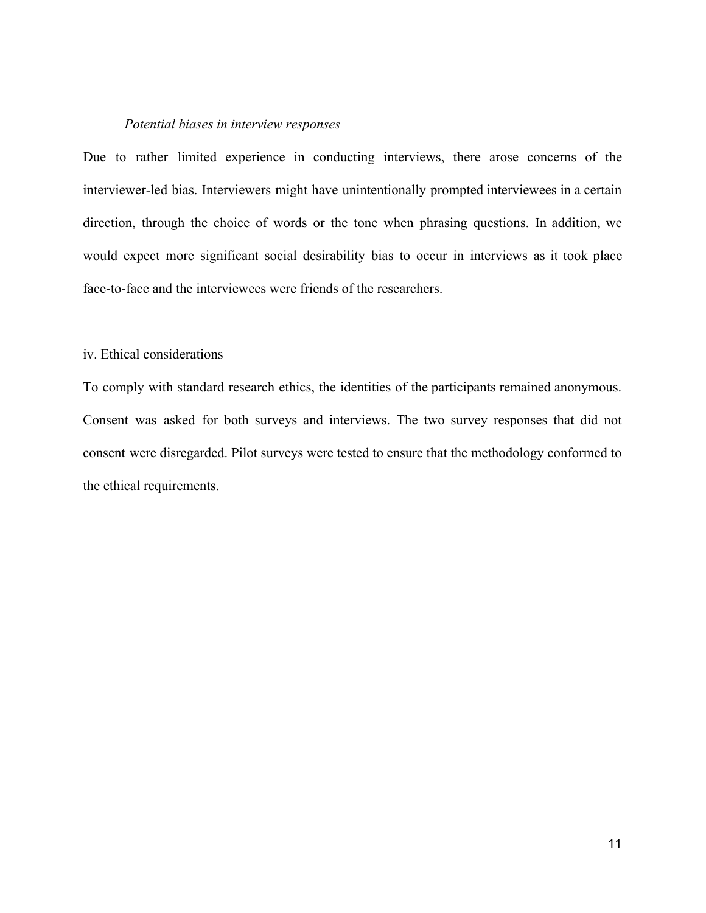*Potential biases in interview responses*

Due to rather limited experience in conducting interviews, there arose concerns of the interviewer-led bias. Interviewers might have unintentionally prompted interviewees in a certain direction, through the choice of words or the tone when phrasing questions. In addition, we would expect more significant social desirability bias to occur in interviews as it took place face-to-face and the interviewees were friends of the researchers.

### iv. Ethical considerations

To comply with standard research ethics, the identities of the participants remained anonymous. Consent was asked for both surveys and interviews. The two survey responses that did not consent were disregarded. Pilot surveys were tested to ensure that the methodology conformed to the ethical requirements.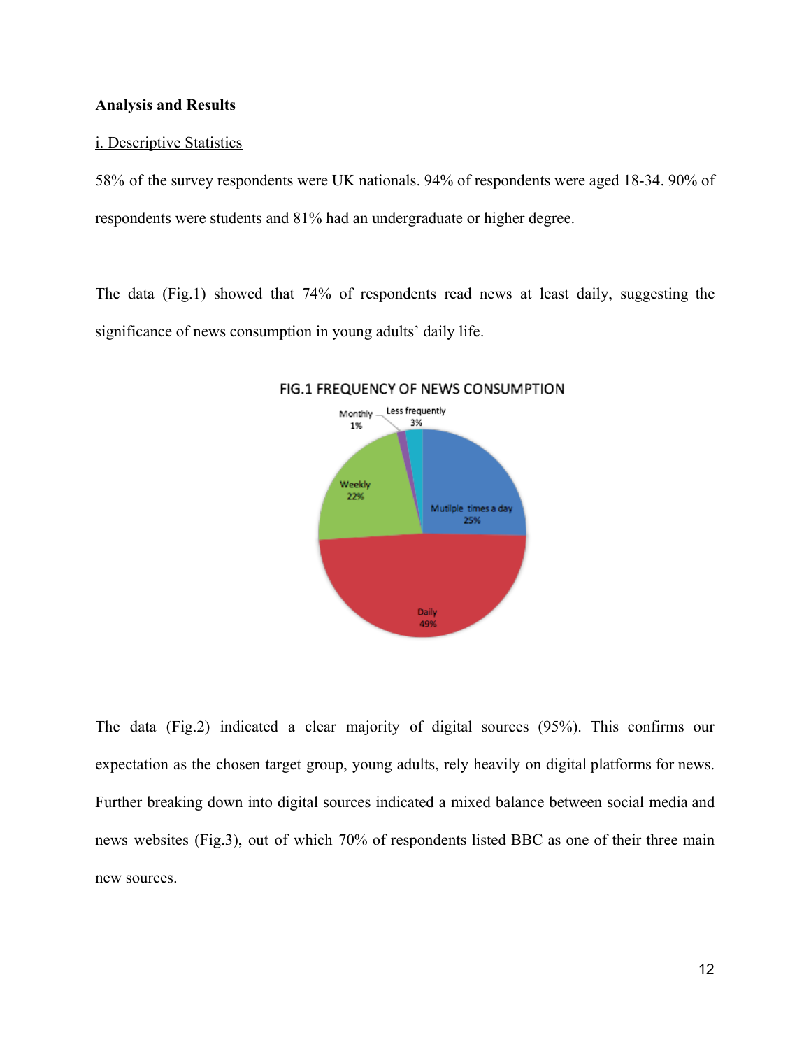**Analysis and Results**

i. Descriptive Statistics

58% of the survey respondents were UK nationals. 94% of respondents were aged 18-34. 90% of respondents were students and 81% had an undergraduate or higher degree.

The data (Fig.1) showed that 74% of respondents read news at least daily, suggesting the significance of news consumption in young adults' daily life.

FIG.1 FREQUENCY OF NEWS CONSUMPTION

| Frequency | Share |
|---|---|
| Mutiple times a day | 25% |
| Daily | 49% |
| Weekly | 22% |
| Monthly | 1% |
| Less frequently | 3% |

The data (Fig.2) indicated a clear majority of digital sources (95%). This confirms our expectation as the chosen target group, young adults, rely heavily on digital platforms for news. Further breaking down into digital sources indicated a mixed balance between social media and news websites (Fig.3), out of which 70% of respondents listed BBC as one of their three main new sources.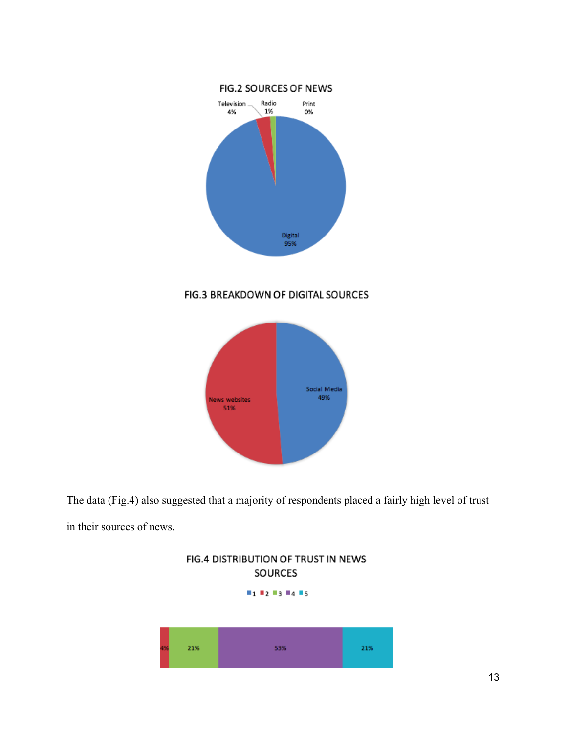FIG.2 SOURCES OF NEWS

Television 4%, Radio 1%, Print 0%, Digital 95%

FIG.3 BREAKDOWN OF DIGITAL SOURCES

News websites 51%, Social Media 49%

The data (Fig.4) also suggested that a majority of respondents placed a fairly high level of trust in their sources of news.

FIG.4 DISTRIBUTION OF TRUST IN NEWS SOURCES

| 1 | 2 | 3 | 4 | 5 |
|---|---|---|---|---|
|  | 4% | 21% | 53% | 21% |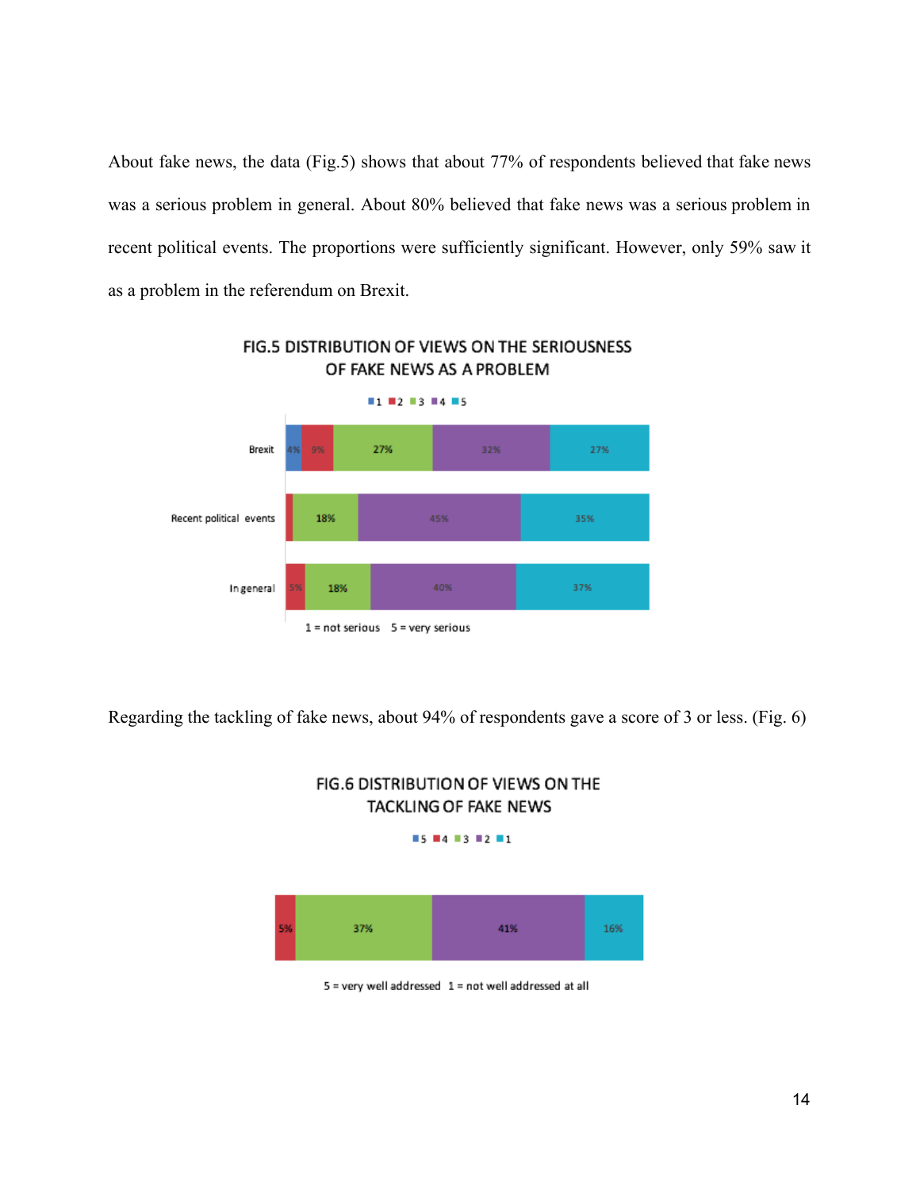About fake news, the data (Fig.5) shows that about 77% of respondents believed that fake news was a serious problem in general. About 80% believed that fake news was a serious problem in recent political events. The proportions were sufficiently significant. However, only 59% saw it as a problem in the referendum on Brexit.

FIG.5 DISTRIBUTION OF VIEWS ON THE SERIOUSNESS OF FAKE NEWS AS A PROBLEM

| | 1 | 2 | 3 | 4 | 5 |
|---|---|---|---|---|---|
| Brexit | 4% | 9% | 27% | 32% | 27% |
| Recent political events | | | 18% | 45% | 35% |
| In general | | 5% | 18% | 40% | 37% |

1 = not serious 5 = very serious

Regarding the tackling of fake news, about 94% of respondents gave a score of 3 or less. (Fig. 6)

FIG.6 DISTRIBUTION OF VIEWS ON THE TACKLING OF FAKE NEWS

| 5 | 4 | 3 | 2 | 1 |
|---|---|---|---|---|
| | 5% | 37% | 41% | 16% |

5 = very well addressed 1 = not well addressed at all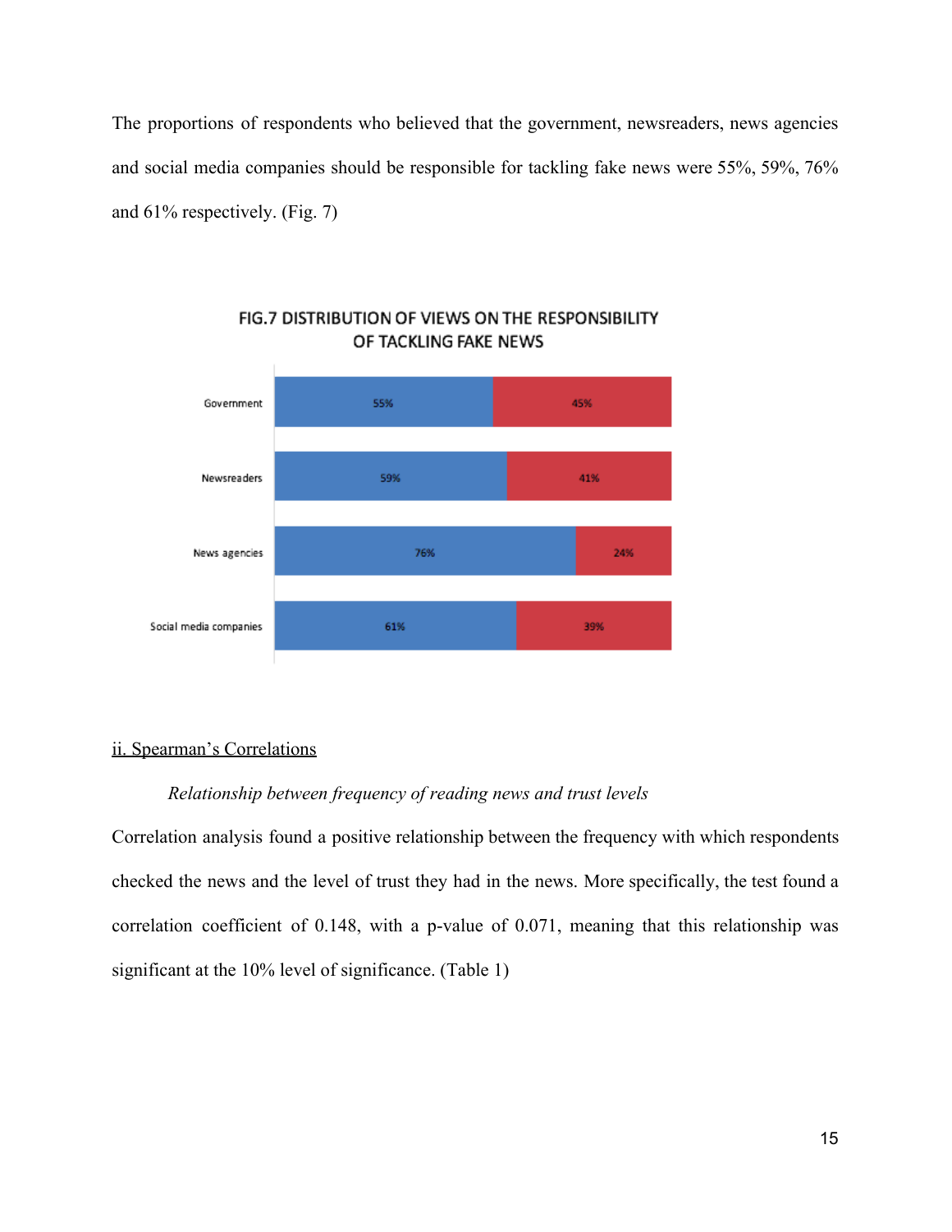The proportions of respondents who believed that the government, newsreaders, news agencies and social media companies should be responsible for tackling fake news were 55%, 59%, 76% and 61% respectively. (Fig. 7)

FIG.7 DISTRIBUTION OF VIEWS ON THE RESPONSIBILITY OF TACKLING FAKE NEWS

| | | |
|---|---|---|
| Government | 55% | 45% |
| Newsreaders | 59% | 41% |
| News agencies | 76% | 24% |
| Social media companies | 61% | 39% |

<u>ii. Spearman's Correlations</u>

*Relationship between frequency of reading news and trust levels*

Correlation analysis found a positive relationship between the frequency with which respondents checked the news and the level of trust they had in the news. More specifically, the test found a correlation coefficient of 0.148, with a p-value of 0.071, meaning that this relationship was significant at the 10% level of significance. (Table 1)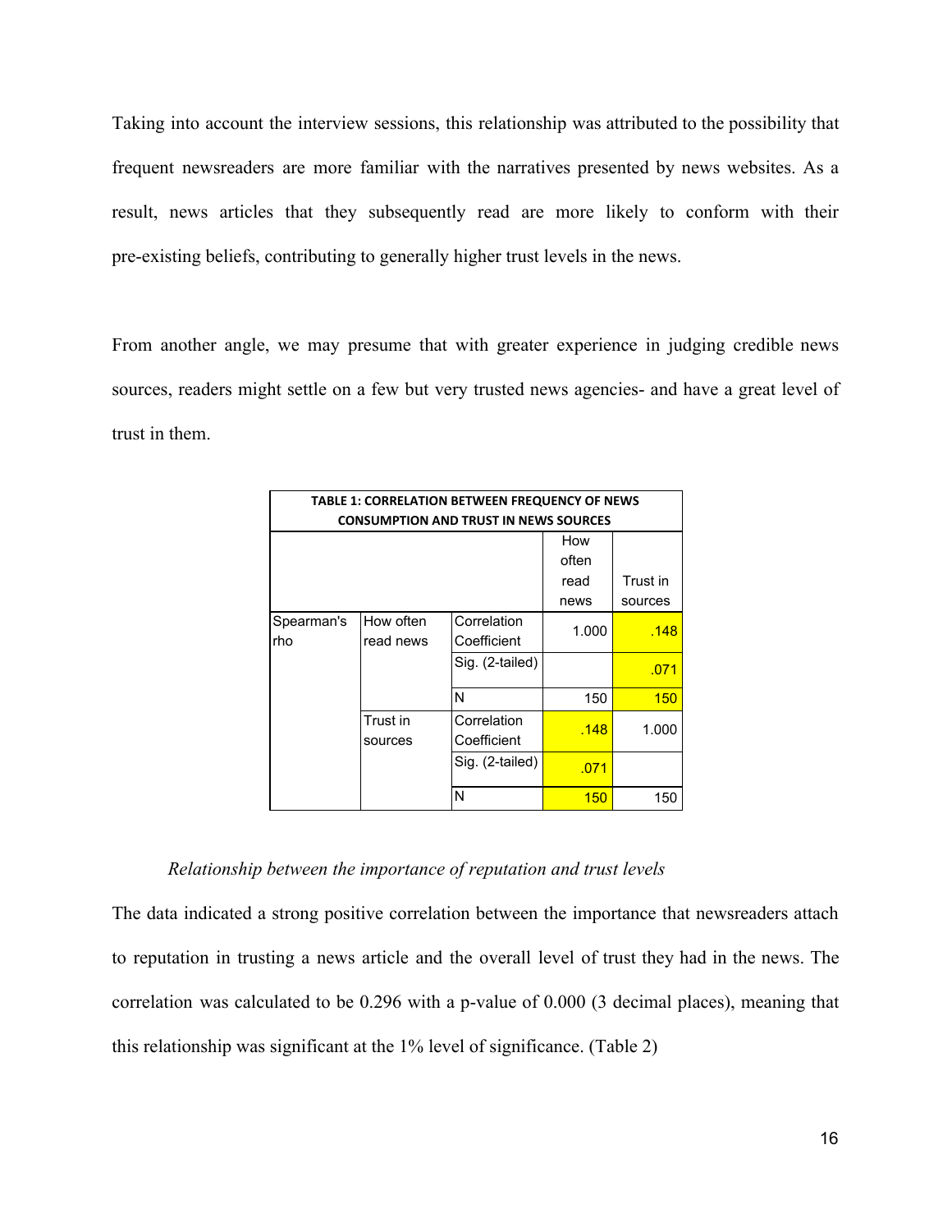Taking into account the interview sessions, this relationship was attributed to the possibility that frequent newsreaders are more familiar with the narratives presented by news websites. As a result, news articles that they subsequently read are more likely to conform with their pre-existing beliefs, contributing to generally higher trust levels in the news.

From another angle, we may presume that with greater experience in judging credible news sources, readers might settle on a few but very trusted news agencies- and have a great level of trust in them.

**TABLE 1: CORRELATION BETWEEN FREQUENCY OF NEWS CONSUMPTION AND TRUST IN NEWS SOURCES**

| | | | How often read news | Trust in sources |
|---|---|---|---|---|
| Spearman's rho | How often read news | Correlation Coefficient | 1.000 | .148 |
| | | Sig. (2-tailed) | | .071 |
| | | N | 150 | 150 |
| | Trust in sources | Correlation Coefficient | .148 | 1.000 |
| | | Sig. (2-tailed) | .071 | |
| | | N | 150 | 150 |

*Relationship between the importance of reputation and trust levels*

The data indicated a strong positive correlation between the importance that newsreaders attach to reputation in trusting a news article and the overall level of trust they had in the news. The correlation was calculated to be 0.296 with a p-value of 0.000 (3 decimal places), meaning that this relationship was significant at the 1% level of significance. (Table 2)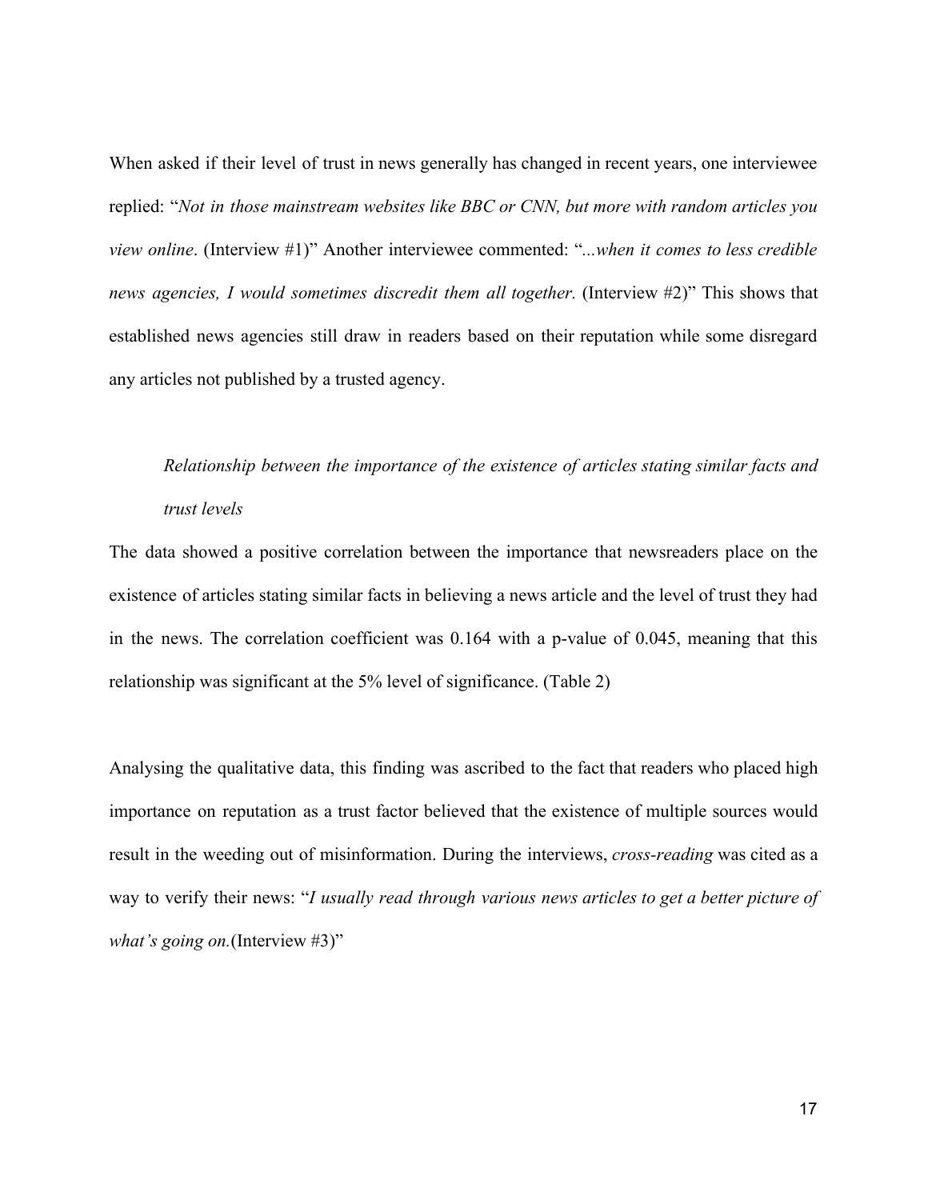When asked if their level of trust in news generally has changed in recent years, one interviewee replied: "*Not in those mainstream websites like BBC or CNN, but more with random articles you view online*. (Interview #1)" Another interviewee commented: "*...when it comes to less credible news agencies, I would sometimes discredit them all together.* (Interview #2)" This shows that established news agencies still draw in readers based on their reputation while some disregard any articles not published by a trusted agency.

*Relationship between the importance of the existence of articles stating similar facts and trust levels*

The data showed a positive correlation between the importance that newsreaders place on the existence of articles stating similar facts in believing a news article and the level of trust they had in the news. The correlation coefficient was 0.164 with a p-value of 0.045, meaning that this relationship was significant at the 5% level of significance. (Table 2)

Analysing the qualitative data, this finding was ascribed to the fact that readers who placed high importance on reputation as a trust factor believed that the existence of multiple sources would result in the weeding out of misinformation. During the interviews, *cross-reading* was cited as a way to verify their news: "*I usually read through various news articles to get a better picture of what's going on.*(Interview #3)"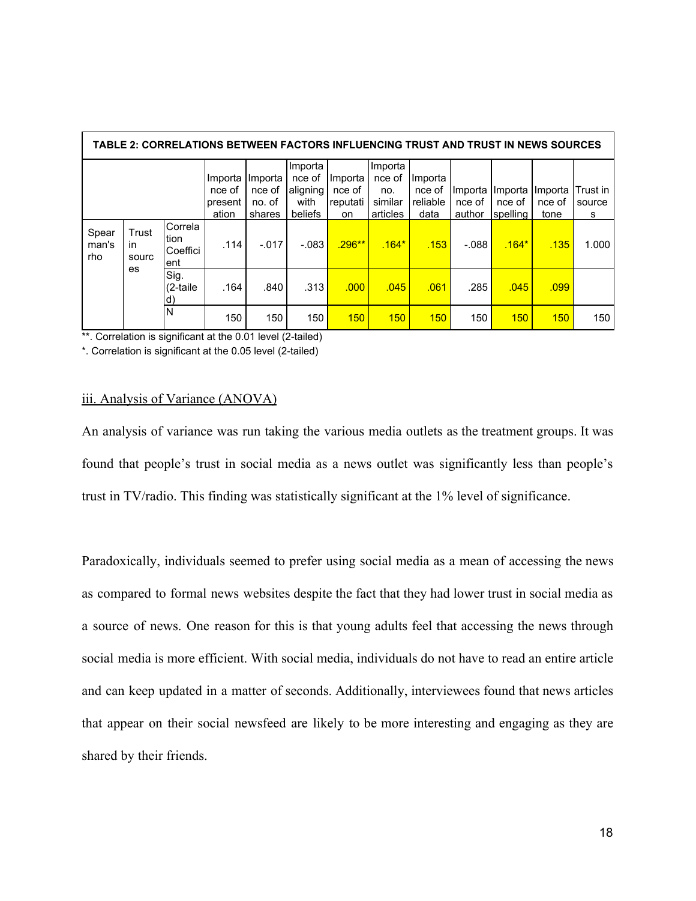**TABLE 2: CORRELATIONS BETWEEN FACTORS INFLUENCING TRUST AND TRUST IN NEWS SOURCES**

| | | | Importance of presentation | Importance of no. of shares | Importance of aligning with beliefs | Importance of reputation | Importance of no. similar articles | Importance of reliable data | Importance of author | Importance of spelling | Importance of tone | Trust in sources |
|---|---|---|---|---|---|---|---|---|---|---|---|---|
| Spearman's rho | Trust in sources | Correlation Coefficient | .114 | -.017 | -.083 | .296** | .164* | .153 | -.088 | .164* | .135 | 1.000 |
| | | Sig. (2-tailed) | .164 | .840 | .313 | .000 | .045 | .061 | .285 | .045 | .099 | |
| | | N | 150 | 150 | 150 | 150 | 150 | 150 | 150 | 150 | 150 | 150 |

**. Correlation is significant at the 0.01 level (2-tailed)

*. Correlation is significant at the 0.05 level (2-tailed)

### iii. Analysis of Variance (ANOVA)

An analysis of variance was run taking the various media outlets as the treatment groups. It was found that people's trust in social media as a news outlet was significantly less than people's trust in TV/radio. This finding was statistically significant at the 1% level of significance.

Paradoxically, individuals seemed to prefer using social media as a mean of accessing the news as compared to formal news websites despite the fact that they had lower trust in social media as a source of news. One reason for this is that young adults feel that accessing the news through social media is more efficient. With social media, individuals do not have to read an entire article and can keep updated in a matter of seconds. Additionally, interviewees found that news articles that appear on their social newsfeed are likely to be more interesting and engaging as they are shared by their friends.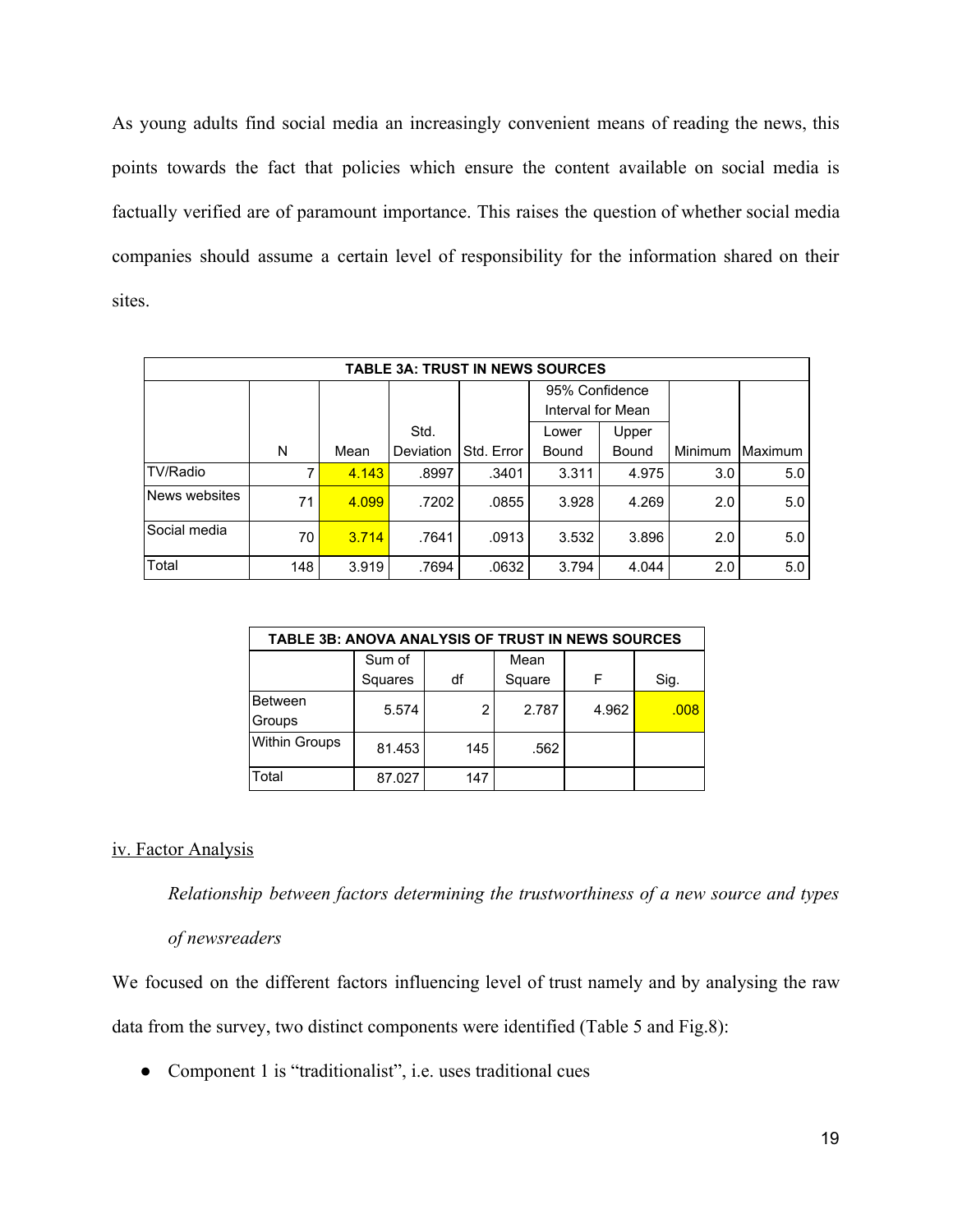As young adults find social media an increasingly convenient means of reading the news, this points towards the fact that policies which ensure the content available on social media is factually verified are of paramount importance. This raises the question of whether social media companies should assume a certain level of responsibility for the information shared on their sites.

| TABLE 3A: TRUST IN NEWS SOURCES | | | | | | | | |
|---|---|---|---|---|---|---|---|---|
| | | | | | 95% Confidence Interval for Mean | | | |
| | N | Mean | Std. Deviation | Std. Error | Lower Bound | Upper Bound | Minimum | Maximum |
| TV/Radio | 7 | 4.143 | .8997 | .3401 | 3.311 | 4.975 | 3.0 | 5.0 |
| News websites | 71 | 4.099 | .7202 | .0855 | 3.928 | 4.269 | 2.0 | 5.0 |
| Social media | 70 | 3.714 | .7641 | .0913 | 3.532 | 3.896 | 2.0 | 5.0 |
| Total | 148 | 3.919 | .7694 | .0632 | 3.794 | 4.044 | 2.0 | 5.0 |

| TABLE 3B: ANOVA ANALYSIS OF TRUST IN NEWS SOURCES | | | | | |
|---|---|---|---|---|---|
| | Sum of Squares | df | Mean Square | F | Sig. |
| Between Groups | 5.574 | 2 | 2.787 | 4.962 | .008 |
| Within Groups | 81.453 | 145 | .562 | | |
| Total | 87.027 | 147 | | | |

iv. Factor Analysis

*Relationship between factors determining the trustworthiness of a new source and types of newsreaders*

We focused on the different factors influencing level of trust namely and by analysing the raw data from the survey, two distinct components were identified (Table 5 and Fig.8):

- Component 1 is "traditionalist", i.e. uses traditional cues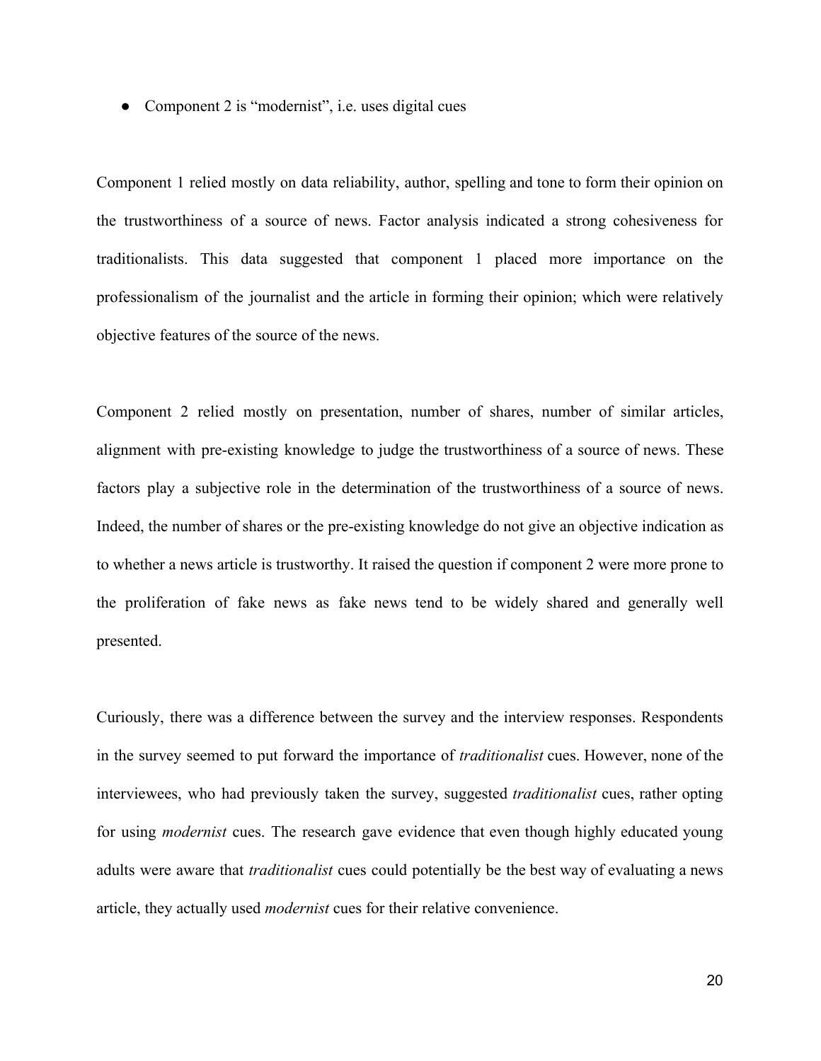- Component 2 is "modernist", i.e. uses digital cues

Component 1 relied mostly on data reliability, author, spelling and tone to form their opinion on the trustworthiness of a source of news. Factor analysis indicated a strong cohesiveness for traditionalists. This data suggested that component 1 placed more importance on the professionalism of the journalist and the article in forming their opinion; which were relatively objective features of the source of the news.

Component 2 relied mostly on presentation, number of shares, number of similar articles, alignment with pre-existing knowledge to judge the trustworthiness of a source of news. These factors play a subjective role in the determination of the trustworthiness of a source of news. Indeed, the number of shares or the pre-existing knowledge do not give an objective indication as to whether a news article is trustworthy. It raised the question if component 2 were more prone to the proliferation of fake news as fake news tend to be widely shared and generally well presented.

Curiously, there was a difference between the survey and the interview responses. Respondents in the survey seemed to put forward the importance of *traditionalist* cues. However, none of the interviewees, who had previously taken the survey, suggested *traditionalist* cues, rather opting for using *modernist* cues. The research gave evidence that even though highly educated young adults were aware that *traditionalist* cues could potentially be the best way of evaluating a news article, they actually used *modernist* cues for their relative convenience.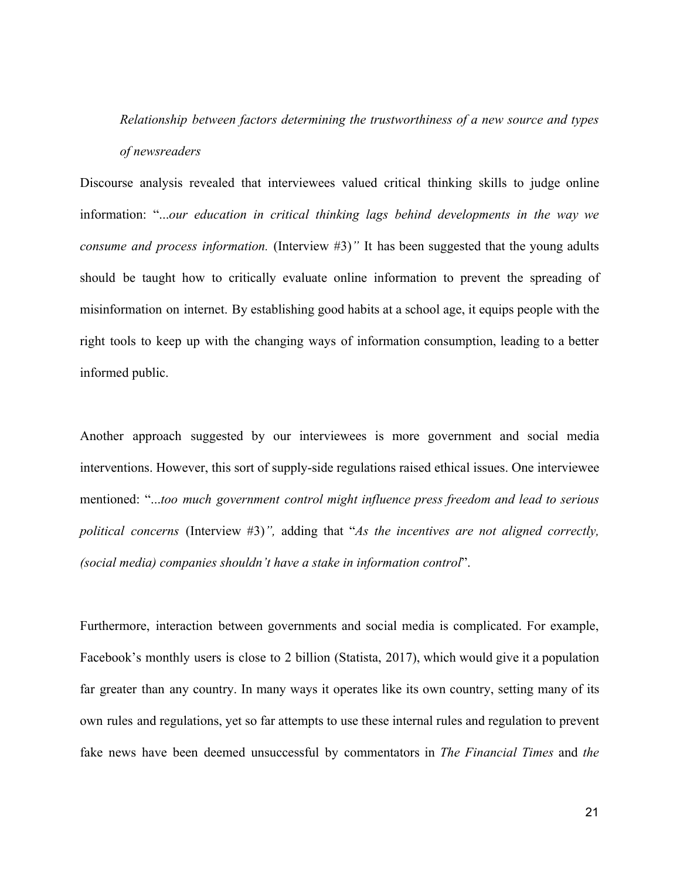*Relationship between factors determining the trustworthiness of a new source and types of newsreaders*

Discourse analysis revealed that interviewees valued critical thinking skills to judge online information: "*...our education in critical thinking lags behind developments in the way we consume and process information.* (Interview #3)*"* It has been suggested that the young adults should be taught how to critically evaluate online information to prevent the spreading of misinformation on internet. By establishing good habits at a school age, it equips people with the right tools to keep up with the changing ways of information consumption, leading to a better informed public.

Another approach suggested by our interviewees is more government and social media interventions. However, this sort of supply-side regulations raised ethical issues. One interviewee mentioned: "*...too much government control might influence press freedom and lead to serious political concerns* (Interview #3)*",* adding that "*As the incentives are not aligned correctly, (social media) companies shouldn't have a stake in information control*".

Furthermore, interaction between governments and social media is complicated. For example, Facebook's monthly users is close to 2 billion (Statista, 2017), which would give it a population far greater than any country. In many ways it operates like its own country, setting many of its own rules and regulations, yet so far attempts to use these internal rules and regulation to prevent fake news have been deemed unsuccessful by commentators in *The Financial Times* and *the*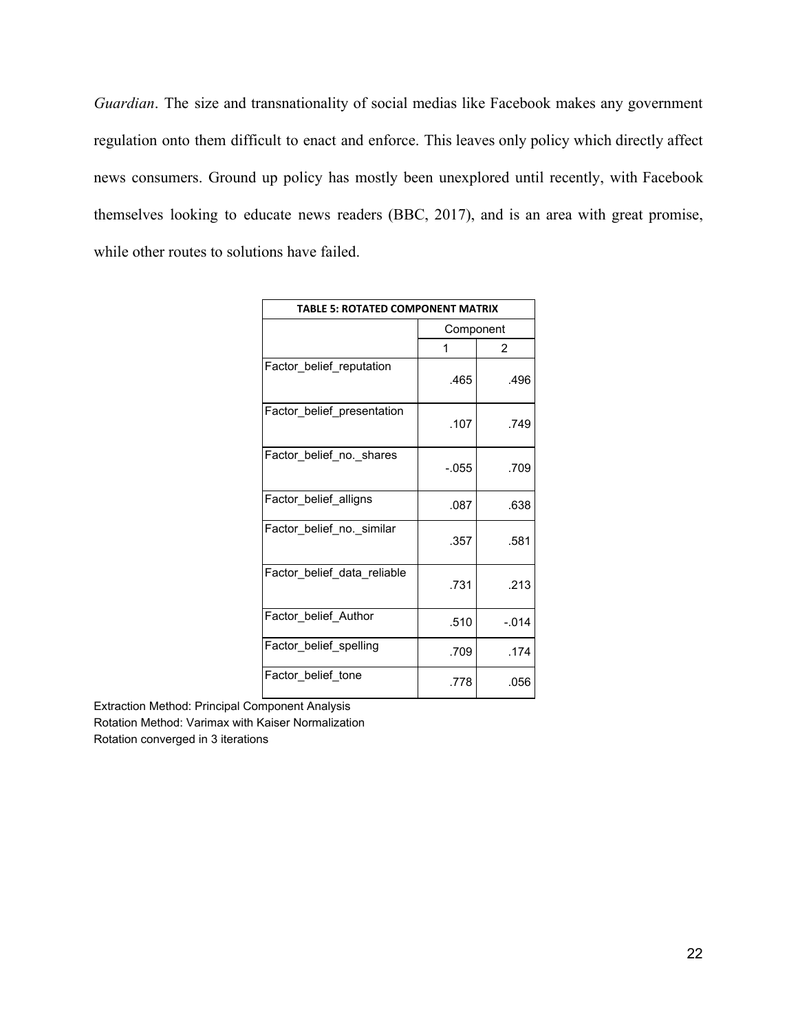*Guardian*. The size and transnationality of social medias like Facebook makes any government regulation onto them difficult to enact and enforce. This leaves only policy which directly affect news consumers. Ground up policy has mostly been unexplored until recently, with Facebook themselves looking to educate news readers (BBC, 2017), and is an area with great promise, while other routes to solutions have failed.

**TABLE 5: ROTATED COMPONENT MATRIX**

| | Component | |
|---|---|---|
| | 1 | 2 |
| Factor_belief_reputation | .465 | .496 |
| Factor_belief_presentation | .107 | .749 |
| Factor_belief_no._shares | -.055 | .709 |
| Factor_belief_alligns | .087 | .638 |
| Factor_belief_no._similar | .357 | .581 |
| Factor_belief_data_reliable | .731 | .213 |
| Factor_belief_Author | .510 | -.014 |
| Factor_belief_spelling | .709 | .174 |
| Factor_belief_tone | .778 | .056 |

Extraction Method: Principal Component Analysis
Rotation Method: Varimax with Kaiser Normalization
Rotation converged in 3 iterations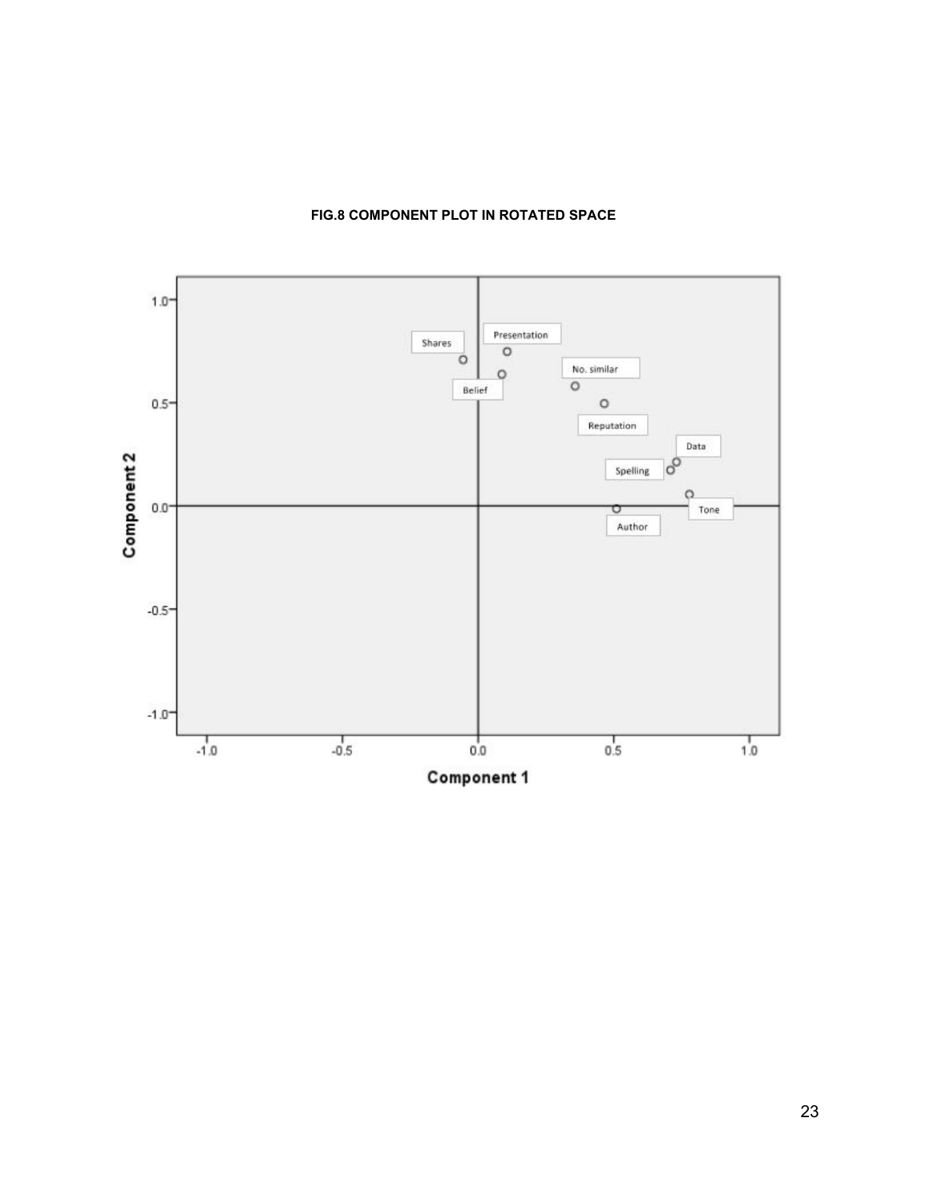**FIG.8 COMPONENT PLOT IN ROTATED SPACE**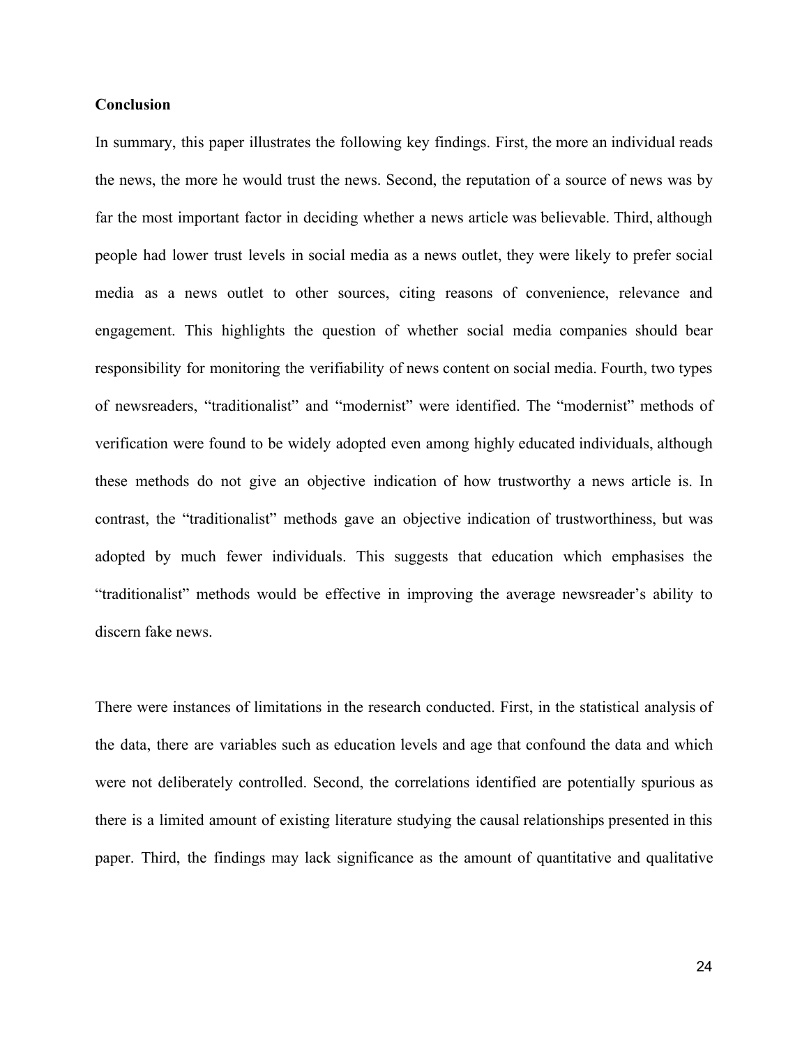**Conclusion**

In summary, this paper illustrates the following key findings. First, the more an individual reads the news, the more he would trust the news. Second, the reputation of a source of news was by far the most important factor in deciding whether a news article was believable. Third, although people had lower trust levels in social media as a news outlet, they were likely to prefer social media as a news outlet to other sources, citing reasons of convenience, relevance and engagement. This highlights the question of whether social media companies should bear responsibility for monitoring the verifiability of news content on social media. Fourth, two types of newsreaders, "traditionalist" and "modernist" were identified. The "modernist" methods of verification were found to be widely adopted even among highly educated individuals, although these methods do not give an objective indication of how trustworthy a news article is. In contrast, the "traditionalist" methods gave an objective indication of trustworthiness, but was adopted by much fewer individuals. This suggests that education which emphasises the "traditionalist" methods would be effective in improving the average newsreader's ability to discern fake news.

There were instances of limitations in the research conducted. First, in the statistical analysis of the data, there are variables such as education levels and age that confound the data and which were not deliberately controlled. Second, the correlations identified are potentially spurious as there is a limited amount of existing literature studying the causal relationships presented in this paper. Third, the findings may lack significance as the amount of quantitative and qualitative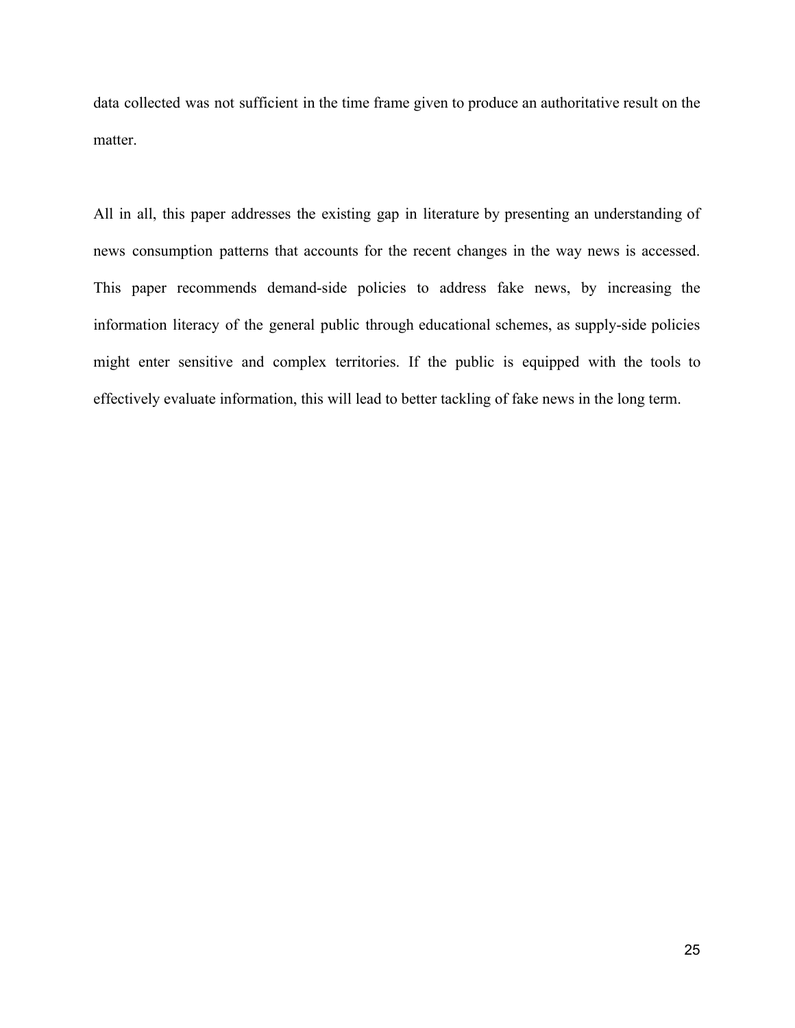data collected was not sufficient in the time frame given to produce an authoritative result on the matter.

All in all, this paper addresses the existing gap in literature by presenting an understanding of news consumption patterns that accounts for the recent changes in the way news is accessed. This paper recommends demand-side policies to address fake news, by increasing the information literacy of the general public through educational schemes, as supply-side policies might enter sensitive and complex territories. If the public is equipped with the tools to effectively evaluate information, this will lead to better tackling of fake news in the long term.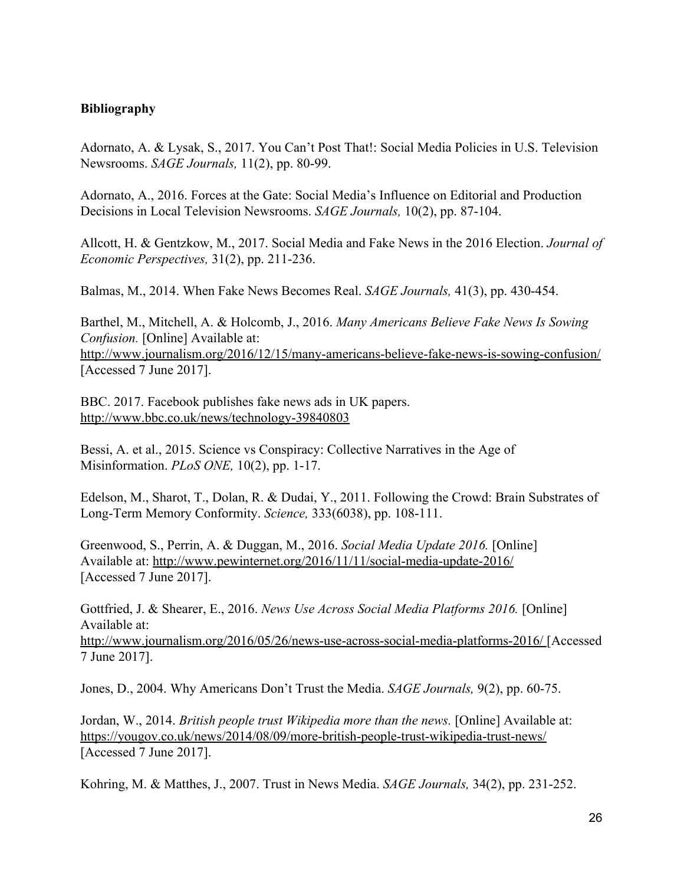**Bibliography**

Adornato, A. & Lysak, S., 2017. You Can't Post That!: Social Media Policies in U.S. Television Newsrooms. *SAGE Journals,* 11(2), pp. 80-99.

Adornato, A., 2016. Forces at the Gate: Social Media's Influence on Editorial and Production Decisions in Local Television Newsrooms. *SAGE Journals,* 10(2), pp. 87-104.

Allcott, H. & Gentzkow, M., 2017. Social Media and Fake News in the 2016 Election. *Journal of Economic Perspectives,* 31(2), pp. 211-236.

Balmas, M., 2014. When Fake News Becomes Real. *SAGE Journals,* 41(3), pp. 430-454.

Barthel, M., Mitchell, A. & Holcomb, J., 2016. *Many Americans Believe Fake News Is Sowing Confusion.* [Online] Available at: http://www.journalism.org/2016/12/15/many-americans-believe-fake-news-is-sowing-confusion/ [Accessed 7 June 2017].

BBC. 2017. Facebook publishes fake news ads in UK papers. http://www.bbc.co.uk/news/technology-39840803

Bessi, A. et al., 2015. Science vs Conspiracy: Collective Narratives in the Age of Misinformation. *PLoS ONE,* 10(2), pp. 1-17.

Edelson, M., Sharot, T., Dolan, R. & Dudai, Y., 2011. Following the Crowd: Brain Substrates of Long-Term Memory Conformity. *Science,* 333(6038), pp. 108-111.

Greenwood, S., Perrin, A. & Duggan, M., 2016. *Social Media Update 2016.* [Online] Available at: http://www.pewinternet.org/2016/11/11/social-media-update-2016/ [Accessed 7 June 2017].

Gottfried, J. & Shearer, E., 2016. *News Use Across Social Media Platforms 2016.* [Online] Available at: http://www.journalism.org/2016/05/26/news-use-across-social-media-platforms-2016/ [Accessed 7 June 2017].

Jones, D., 2004. Why Americans Don't Trust the Media. *SAGE Journals,* 9(2), pp. 60-75.

Jordan, W., 2014. *British people trust Wikipedia more than the news.* [Online] Available at: https://yougov.co.uk/news/2014/08/09/more-british-people-trust-wikipedia-trust-news/ [Accessed 7 June 2017].

Kohring, M. & Matthes, J., 2007. Trust in News Media. *SAGE Journals,* 34(2), pp. 231-252.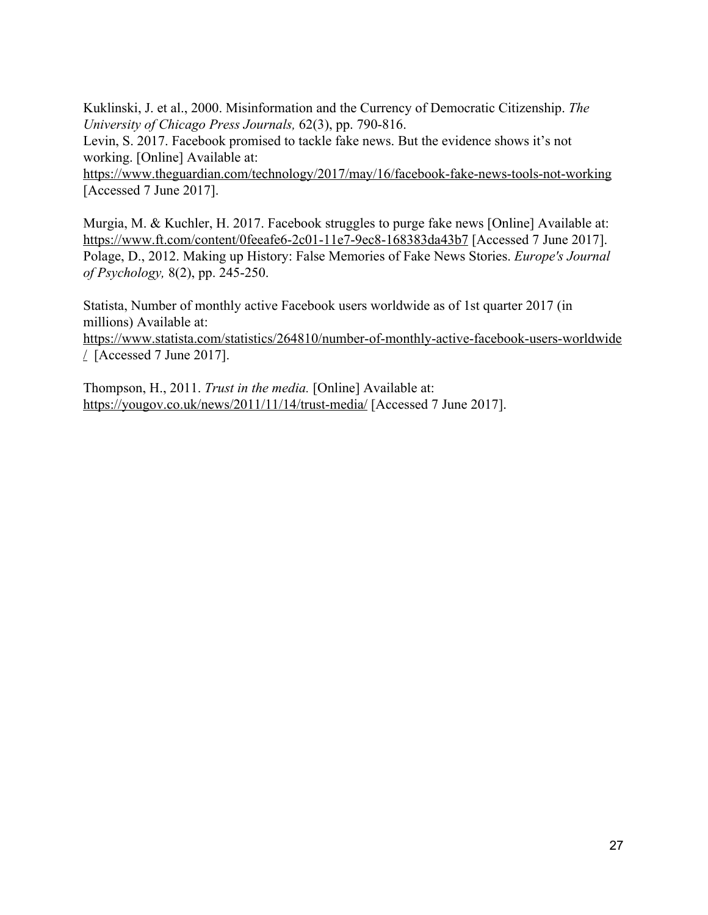Kuklinski, J. et al., 2000. Misinformation and the Currency of Democratic Citizenship. *The University of Chicago Press Journals,* 62(3), pp. 790-816.

Levin, S. 2017. Facebook promised to tackle fake news. But the evidence shows it's not working. [Online] Available at: https://www.theguardian.com/technology/2017/may/16/facebook-fake-news-tools-not-working [Accessed 7 June 2017].

Murgia, M. & Kuchler, H. 2017. Facebook struggles to purge fake news [Online] Available at: https://www.ft.com/content/0feeafe6-2c01-11e7-9ec8-168383da43b7 [Accessed 7 June 2017].

Polage, D., 2012. Making up History: False Memories of Fake News Stories. *Europe's Journal of Psychology,* 8(2), pp. 245-250.

Statista, Number of monthly active Facebook users worldwide as of 1st quarter 2017 (in millions) Available at: https://www.statista.com/statistics/264810/number-of-monthly-active-facebook-users-worldwide/ [Accessed 7 June 2017].

Thompson, H., 2011. *Trust in the media.* [Online] Available at: https://yougov.co.uk/news/2011/11/14/trust-media/ [Accessed 7 June 2017].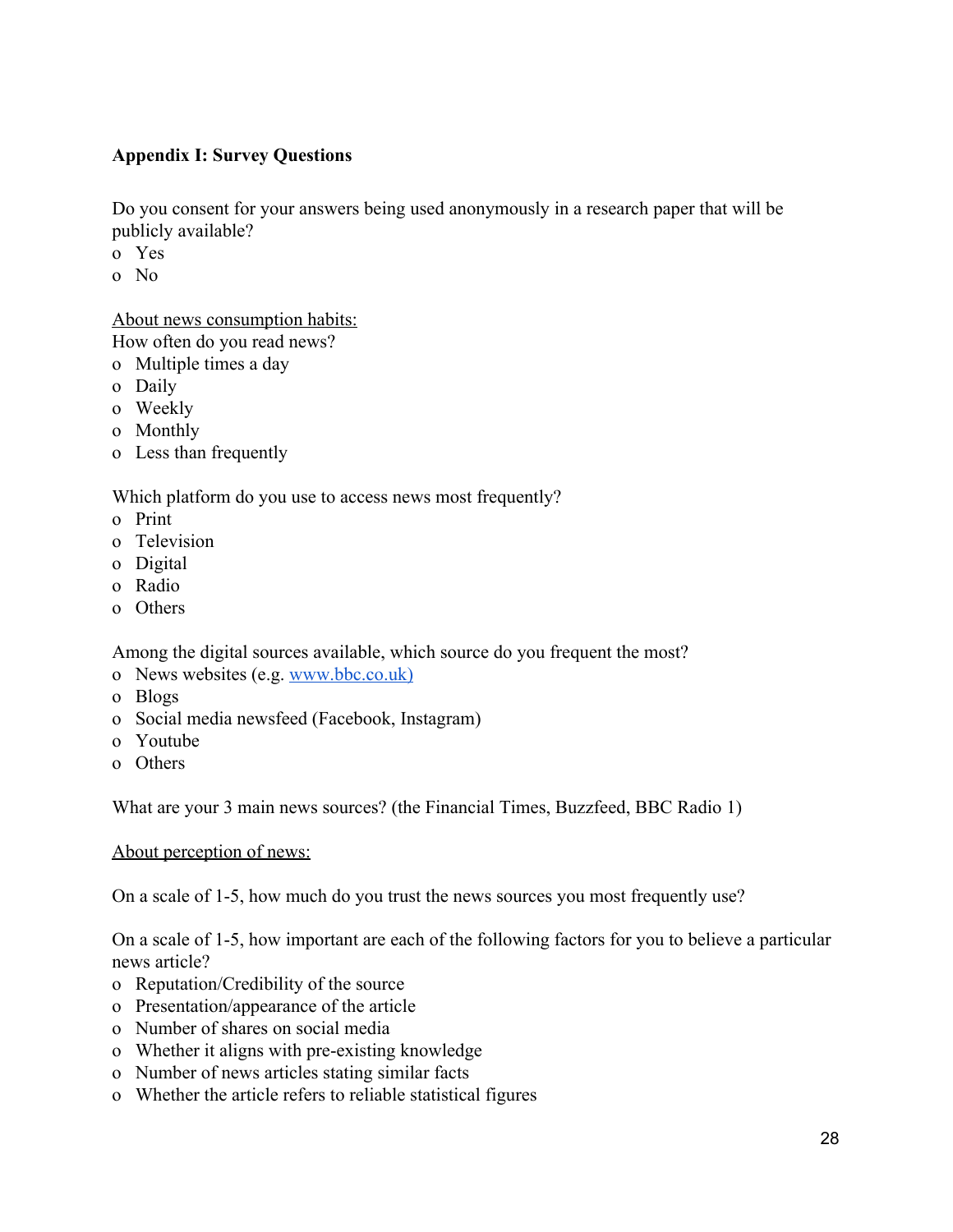**Appendix I: Survey Questions**

Do you consent for your answers being used anonymously in a research paper that will be publicly available?

- Yes
- No

<u>About news consumption habits:</u>

How often do you read news?

- Multiple times a day
- Daily
- Weekly
- Monthly
- Less than frequently

Which platform do you use to access news most frequently?

- Print
- Television
- Digital
- Radio
- Others

Among the digital sources available, which source do you frequent the most?

- News websites (e.g. [www.bbc.co.uk)](http://www.bbc.co.uk)
- Blogs
- Social media newsfeed (Facebook, Instagram)
- Youtube
- Others

What are your 3 main news sources? (the Financial Times, Buzzfeed, BBC Radio 1)

<u>About perception of news:</u>

On a scale of 1-5, how much do you trust the news sources you most frequently use?

On a scale of 1-5, how important are each of the following factors for you to believe a particular news article?

- Reputation/Credibility of the source
- Presentation/appearance of the article
- Number of shares on social media
- Whether it aligns with pre-existing knowledge
- Number of news articles stating similar facts
- Whether the article refers to reliable statistical figures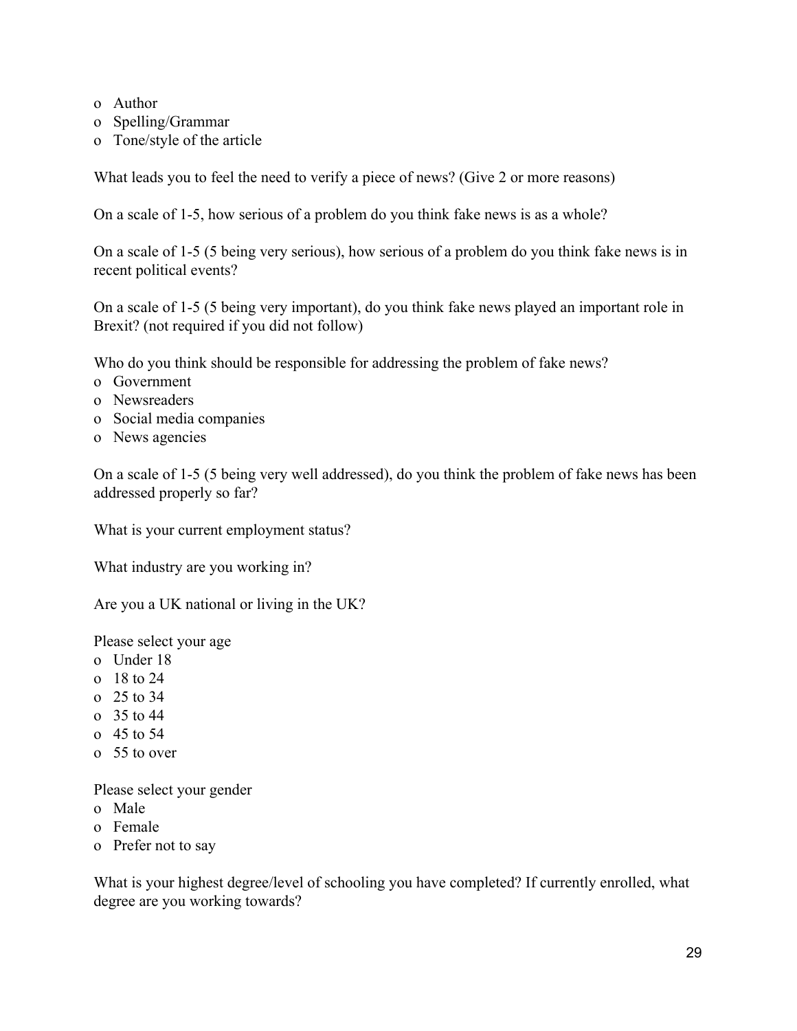- Author
- Spelling/Grammar
- Tone/style of the article

What leads you to feel the need to verify a piece of news? (Give 2 or more reasons)

On a scale of 1-5, how serious of a problem do you think fake news is as a whole?

On a scale of 1-5 (5 being very serious), how serious of a problem do you think fake news is in recent political events?

On a scale of 1-5 (5 being very important), do you think fake news played an important role in Brexit? (not required if you did not follow)

Who do you think should be responsible for addressing the problem of fake news?

- Government
- Newsreaders
- Social media companies
- News agencies

On a scale of 1-5 (5 being very well addressed), do you think the problem of fake news has been addressed properly so far?

What is your current employment status?

What industry are you working in?

Are you a UK national or living in the UK?

Please select your age

- Under 18
- 18 to 24
- 25 to 34
- 35 to 44
- 45 to 54
- 55 to over

Please select your gender

- Male
- Female
- Prefer not to say

What is your highest degree/level of schooling you have completed? If currently enrolled, what degree are you working towards?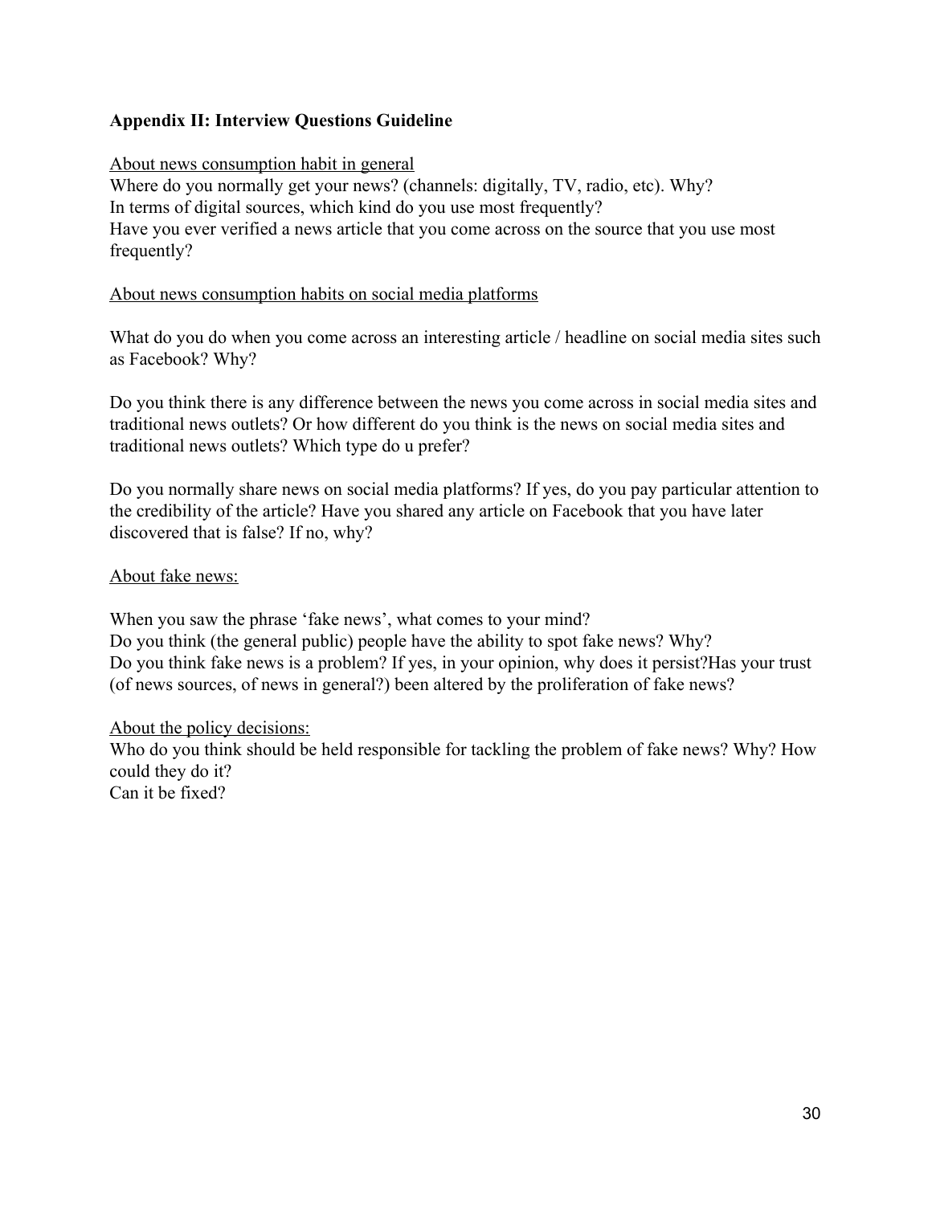## Appendix II: Interview Questions Guideline

<u>About news consumption habit in general</u>

Where do you normally get your news? (channels: digitally, TV, radio, etc). Why?
In terms of digital sources, which kind do you use most frequently?
Have you ever verified a news article that you come across on the source that you use most frequently?

<u>About news consumption habits on social media platforms</u>

What do you do when you come across an interesting article / headline on social media sites such as Facebook? Why?

Do you think there is any difference between the news you come across in social media sites and traditional news outlets? Or how different do you think is the news on social media sites and traditional news outlets? Which type do u prefer?

Do you normally share news on social media platforms? If yes, do you pay particular attention to the credibility of the article? Have you shared any article on Facebook that you have later discovered that is false? If no, why?

<u>About fake news:</u>

When you saw the phrase 'fake news', what comes to your mind?
Do you think (the general public) people have the ability to spot fake news? Why?
Do you think fake news is a problem? If yes, in your opinion, why does it persist?Has your trust (of news sources, of news in general?) been altered by the proliferation of fake news?

<u>About the policy decisions:</u>

Who do you think should be held responsible for tackling the problem of fake news? Why? How could they do it?
Can it be fixed?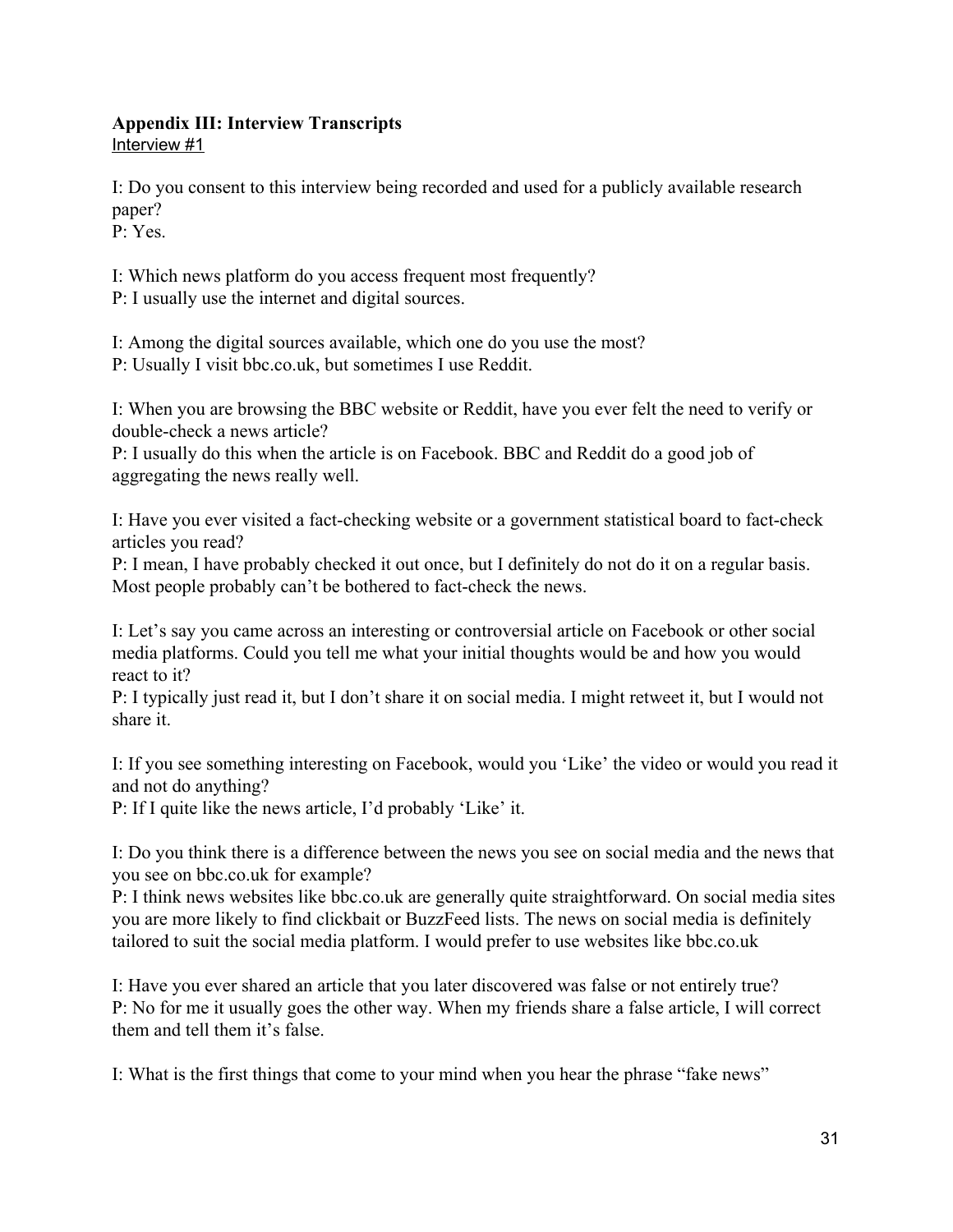**Appendix III: Interview Transcripts**

Interview #1

I: Do you consent to this interview being recorded and used for a publicly available research paper?
P: Yes.

I: Which news platform do you access frequent most frequently?
P: I usually use the internet and digital sources.

I: Among the digital sources available, which one do you use the most?
P: Usually I visit bbc.co.uk, but sometimes I use Reddit.

I: When you are browsing the BBC website or Reddit, have you ever felt the need to verify or double-check a news article?
P: I usually do this when the article is on Facebook. BBC and Reddit do a good job of aggregating the news really well.

I: Have you ever visited a fact-checking website or a government statistical board to fact-check articles you read?
P: I mean, I have probably checked it out once, but I definitely do not do it on a regular basis. Most people probably can't be bothered to fact-check the news.

I: Let's say you came across an interesting or controversial article on Facebook or other social media platforms. Could you tell me what your initial thoughts would be and how you would react to it?
P: I typically just read it, but I don't share it on social media. I might retweet it, but I would not share it.

I: If you see something interesting on Facebook, would you 'Like' the video or would you read it and not do anything?
P: If I quite like the news article, I'd probably 'Like' it.

I: Do you think there is a difference between the news you see on social media and the news that you see on bbc.co.uk for example?
P: I think news websites like bbc.co.uk are generally quite straightforward. On social media sites you are more likely to find clickbait or BuzzFeed lists. The news on social media is definitely tailored to suit the social media platform. I would prefer to use websites like bbc.co.uk

I: Have you ever shared an article that you later discovered was false or not entirely true?
P: No for me it usually goes the other way. When my friends share a false article, I will correct them and tell them it's false.

I: What is the first things that come to your mind when you hear the phrase "fake news"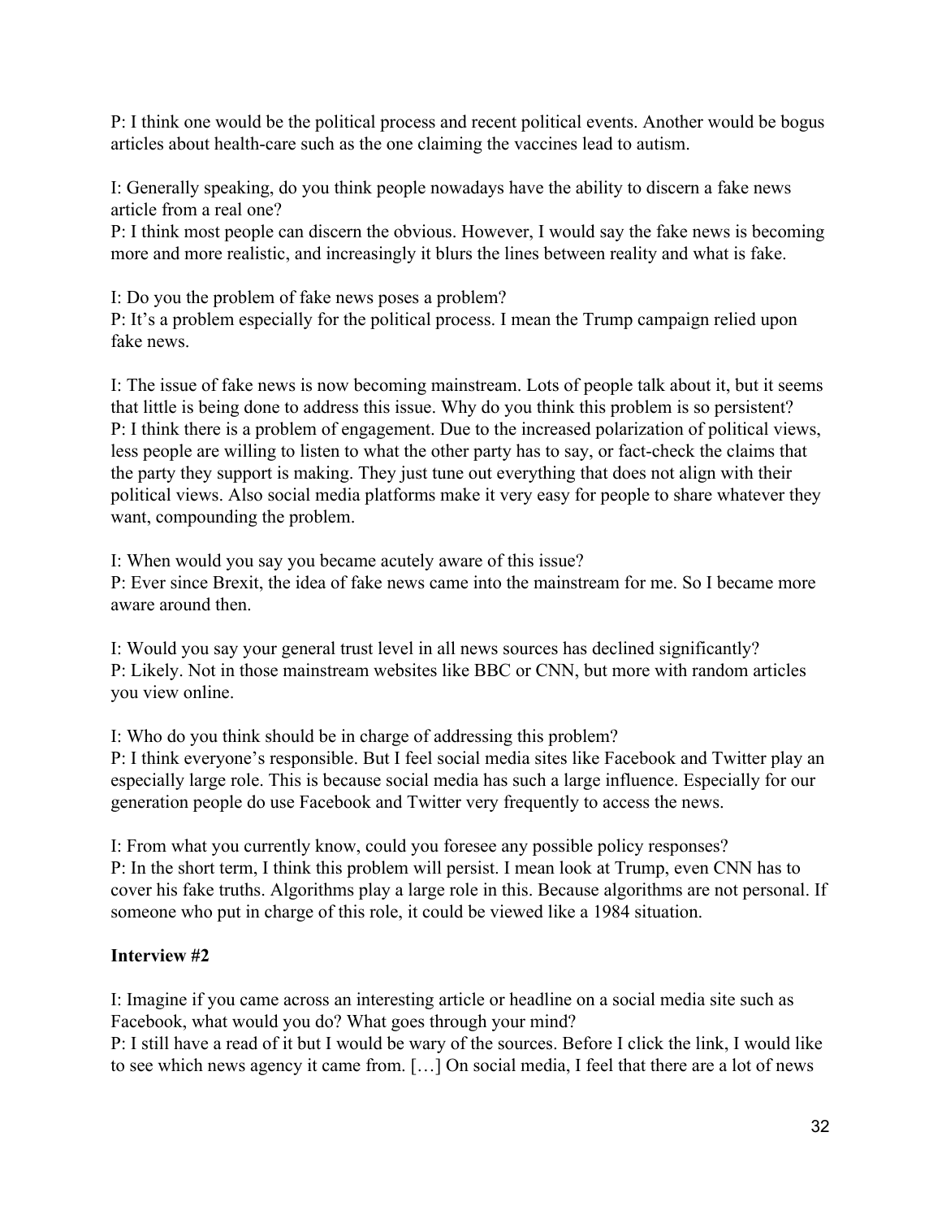P: I think one would be the political process and recent political events. Another would be bogus articles about health-care such as the one claiming the vaccines lead to autism.

I: Generally speaking, do you think people nowadays have the ability to discern a fake news article from a real one?
P: I think most people can discern the obvious. However, I would say the fake news is becoming more and more realistic, and increasingly it blurs the lines between reality and what is fake.

I: Do you the problem of fake news poses a problem?
P: It's a problem especially for the political process. I mean the Trump campaign relied upon fake news.

I: The issue of fake news is now becoming mainstream. Lots of people talk about it, but it seems that little is being done to address this issue. Why do you think this problem is so persistent?
P: I think there is a problem of engagement. Due to the increased polarization of political views, less people are willing to listen to what the other party has to say, or fact-check the claims that the party they support is making. They just tune out everything that does not align with their political views. Also social media platforms make it very easy for people to share whatever they want, compounding the problem.

I: When would you say you became acutely aware of this issue?
P: Ever since Brexit, the idea of fake news came into the mainstream for me. So I became more aware around then.

I: Would you say your general trust level in all news sources has declined significantly?
P: Likely. Not in those mainstream websites like BBC or CNN, but more with random articles you view online.

I: Who do you think should be in charge of addressing this problem?
P: I think everyone's responsible. But I feel social media sites like Facebook and Twitter play an especially large role. This is because social media has such a large influence. Especially for our generation people do use Facebook and Twitter very frequently to access the news.

I: From what you currently know, could you foresee any possible policy responses?
P: In the short term, I think this problem will persist. I mean look at Trump, even CNN has to cover his fake truths. Algorithms play a large role in this. Because algorithms are not personal. If someone who put in charge of this role, it could be viewed like a 1984 situation.

**Interview #2**

I: Imagine if you came across an interesting article or headline on a social media site such as Facebook, what would you do? What goes through your mind?
P: I still have a read of it but I would be wary of the sources. Before I click the link, I would like to see which news agency it came from. […] On social media, I feel that there are a lot of news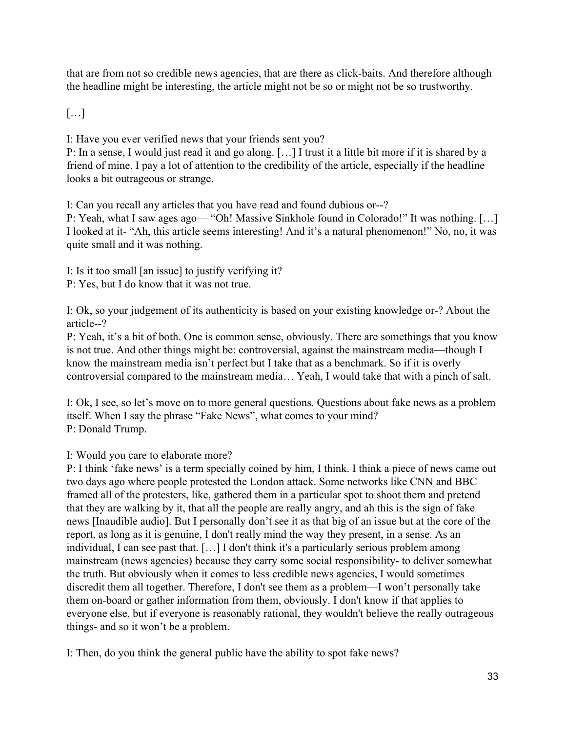that are from not so credible news agencies, that are there as click-baits. And therefore although the headline might be interesting, the article might not be so or might not be so trustworthy.

[…]

I: Have you ever verified news that your friends sent you?
P: In a sense, I would just read it and go along. […] I trust it a little bit more if it is shared by a friend of mine. I pay a lot of attention to the credibility of the article, especially if the headline looks a bit outrageous or strange.

I: Can you recall any articles that you have read and found dubious or--?
P: Yeah, what I saw ages ago— "Oh! Massive Sinkhole found in Colorado!" It was nothing. […] I looked at it- "Ah, this article seems interesting! And it's a natural phenomenon!" No, no, it was quite small and it was nothing.

I: Is it too small [an issue] to justify verifying it?
P: Yes, but I do know that it was not true.

I: Ok, so your judgement of its authenticity is based on your existing knowledge or-? About the article--?
P: Yeah, it's a bit of both. One is common sense, obviously. There are somethings that you know is not true. And other things might be: controversial, against the mainstream media—though I know the mainstream media isn't perfect but I take that as a benchmark. So if it is overly controversial compared to the mainstream media… Yeah, I would take that with a pinch of salt.

I: Ok, I see, so let's move on to more general questions. Questions about fake news as a problem itself. When I say the phrase "Fake News", what comes to your mind?
P: Donald Trump.

I: Would you care to elaborate more?
P: I think 'fake news' is a term specially coined by him, I think. I think a piece of news came out two days ago where people protested the London attack. Some networks like CNN and BBC framed all of the protesters, like, gathered them in a particular spot to shoot them and pretend that they are walking by it, that all the people are really angry, and ah this is the sign of fake news [Inaudible audio]. But I personally don't see it as that big of an issue but at the core of the report, as long as it is genuine, I don't really mind the way they present, in a sense. As an individual, I can see past that. […] I don't think it's a particularly serious problem among mainstream (news agencies) because they carry some social responsibility- to deliver somewhat the truth. But obviously when it comes to less credible news agencies, I would sometimes discredit them all together. Therefore, I don't see them as a problem—I won't personally take them on-board or gather information from them, obviously. I don't know if that applies to everyone else, but if everyone is reasonably rational, they wouldn't believe the really outrageous things- and so it won't be a problem.

I: Then, do you think the general public have the ability to spot fake news?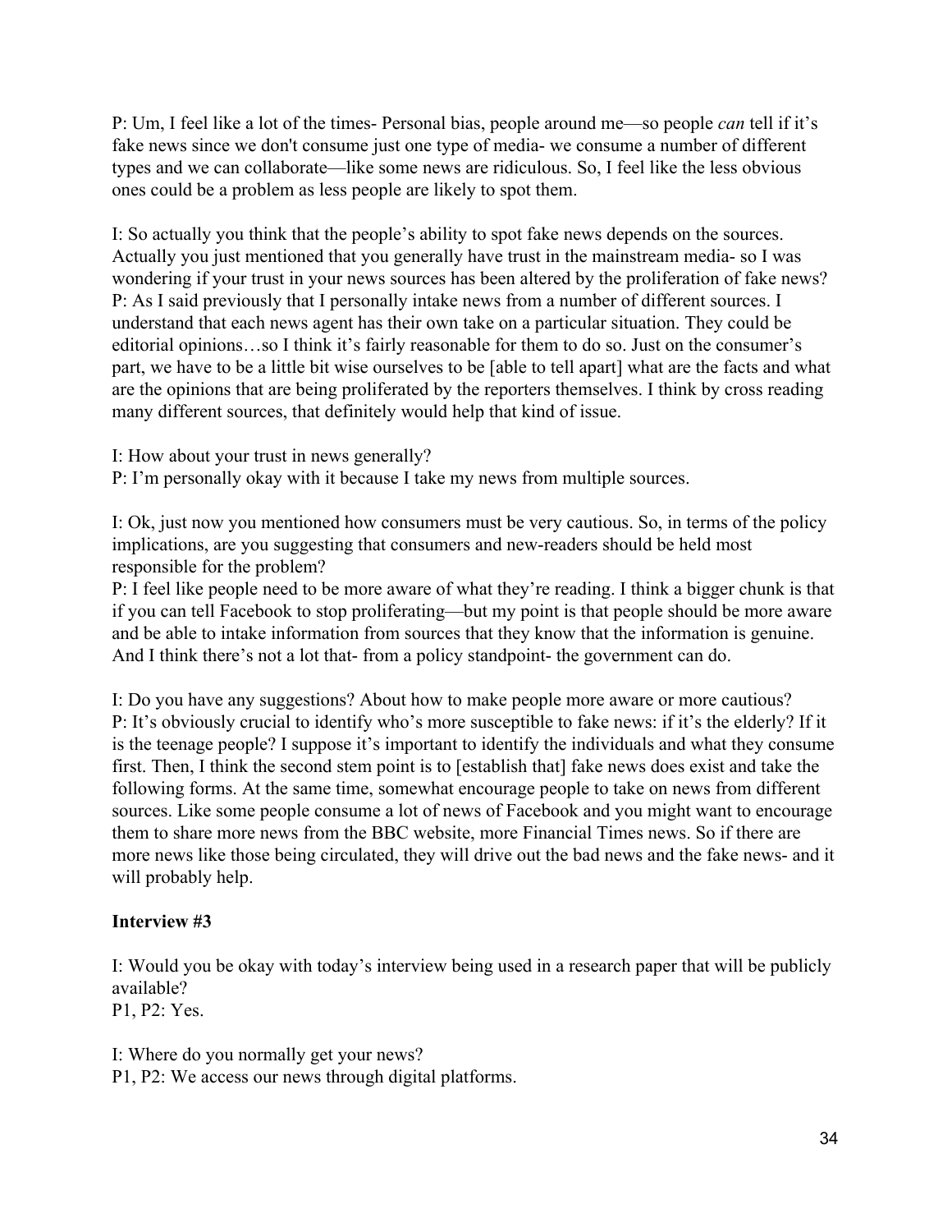P: Um, I feel like a lot of the times- Personal bias, people around me—so people *can* tell if it's fake news since we don't consume just one type of media- we consume a number of different types and we can collaborate—like some news are ridiculous. So, I feel like the less obvious ones could be a problem as less people are likely to spot them.

I: So actually you think that the people's ability to spot fake news depends on the sources. Actually you just mentioned that you generally have trust in the mainstream media- so I was wondering if your trust in your news sources has been altered by the proliferation of fake news?
P: As I said previously that I personally intake news from a number of different sources. I understand that each news agent has their own take on a particular situation. They could be editorial opinions…so I think it's fairly reasonable for them to do so. Just on the consumer's part, we have to be a little bit wise ourselves to be [able to tell apart] what are the facts and what are the opinions that are being proliferated by the reporters themselves. I think by cross reading many different sources, that definitely would help that kind of issue.

I: How about your trust in news generally?
P: I'm personally okay with it because I take my news from multiple sources.

I: Ok, just now you mentioned how consumers must be very cautious. So, in terms of the policy implications, are you suggesting that consumers and new-readers should be held most responsible for the problem?
P: I feel like people need to be more aware of what they're reading. I think a bigger chunk is that if you can tell Facebook to stop proliferating—but my point is that people should be more aware and be able to intake information from sources that they know that the information is genuine. And I think there's not a lot that- from a policy standpoint- the government can do.

I: Do you have any suggestions? About how to make people more aware or more cautious?
P: It's obviously crucial to identify who's more susceptible to fake news: if it's the elderly? If it is the teenage people? I suppose it's important to identify the individuals and what they consume first. Then, I think the second stem point is to [establish that] fake news does exist and take the following forms. At the same time, somewhat encourage people to take on news from different sources. Like some people consume a lot of news of Facebook and you might want to encourage them to share more news from the BBC website, more Financial Times news. So if there are more news like those being circulated, they will drive out the bad news and the fake news- and it will probably help.

**Interview #3**

I: Would you be okay with today's interview being used in a research paper that will be publicly available?
P1, P2: Yes.

I: Where do you normally get your news?
P1, P2: We access our news through digital platforms.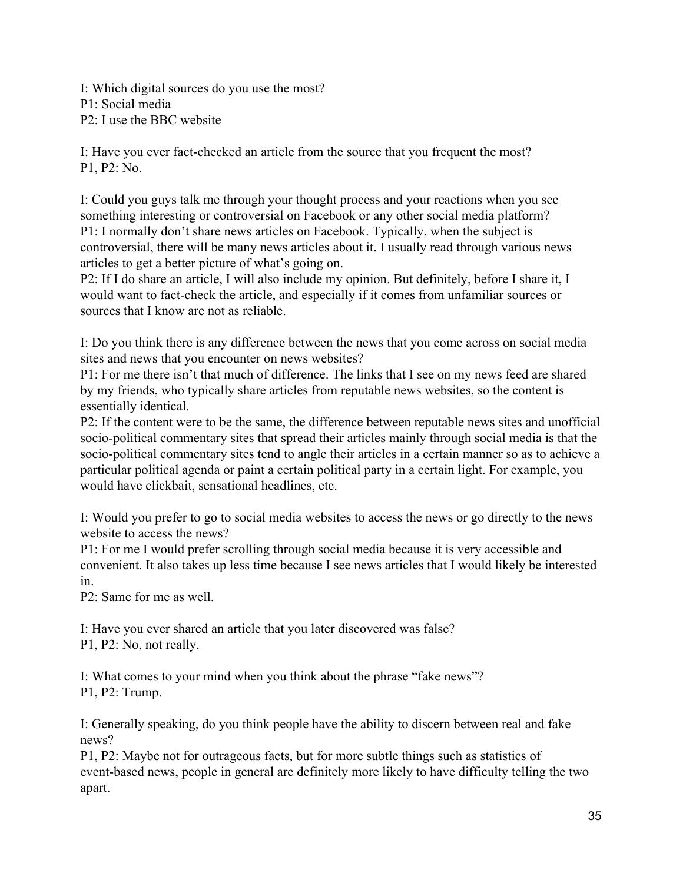I: Which digital sources do you use the most?
P1: Social media
P2: I use the BBC website

I: Have you ever fact-checked an article from the source that you frequent the most?
P1, P2: No.

I: Could you guys talk me through your thought process and your reactions when you see something interesting or controversial on Facebook or any other social media platform?
P1: I normally don't share news articles on Facebook. Typically, when the subject is controversial, there will be many news articles about it. I usually read through various news articles to get a better picture of what's going on.
P2: If I do share an article, I will also include my opinion. But definitely, before I share it, I would want to fact-check the article, and especially if it comes from unfamiliar sources or sources that I know are not as reliable.

I: Do you think there is any difference between the news that you come across on social media sites and news that you encounter on news websites?
P1: For me there isn't that much of difference. The links that I see on my news feed are shared by my friends, who typically share articles from reputable news websites, so the content is essentially identical.
P2: If the content were to be the same, the difference between reputable news sites and unofficial socio-political commentary sites that spread their articles mainly through social media is that the socio-political commentary sites tend to angle their articles in a certain manner so as to achieve a particular political agenda or paint a certain political party in a certain light. For example, you would have clickbait, sensational headlines, etc.

I: Would you prefer to go to social media websites to access the news or go directly to the news website to access the news?
P1: For me I would prefer scrolling through social media because it is very accessible and convenient. It also takes up less time because I see news articles that I would likely be interested in.
P2: Same for me as well.

I: Have you ever shared an article that you later discovered was false?
P1, P2: No, not really.

I: What comes to your mind when you think about the phrase "fake news"?
P1, P2: Trump.

I: Generally speaking, do you think people have the ability to discern between real and fake news?
P1, P2: Maybe not for outrageous facts, but for more subtle things such as statistics of event-based news, people in general are definitely more likely to have difficulty telling the two apart.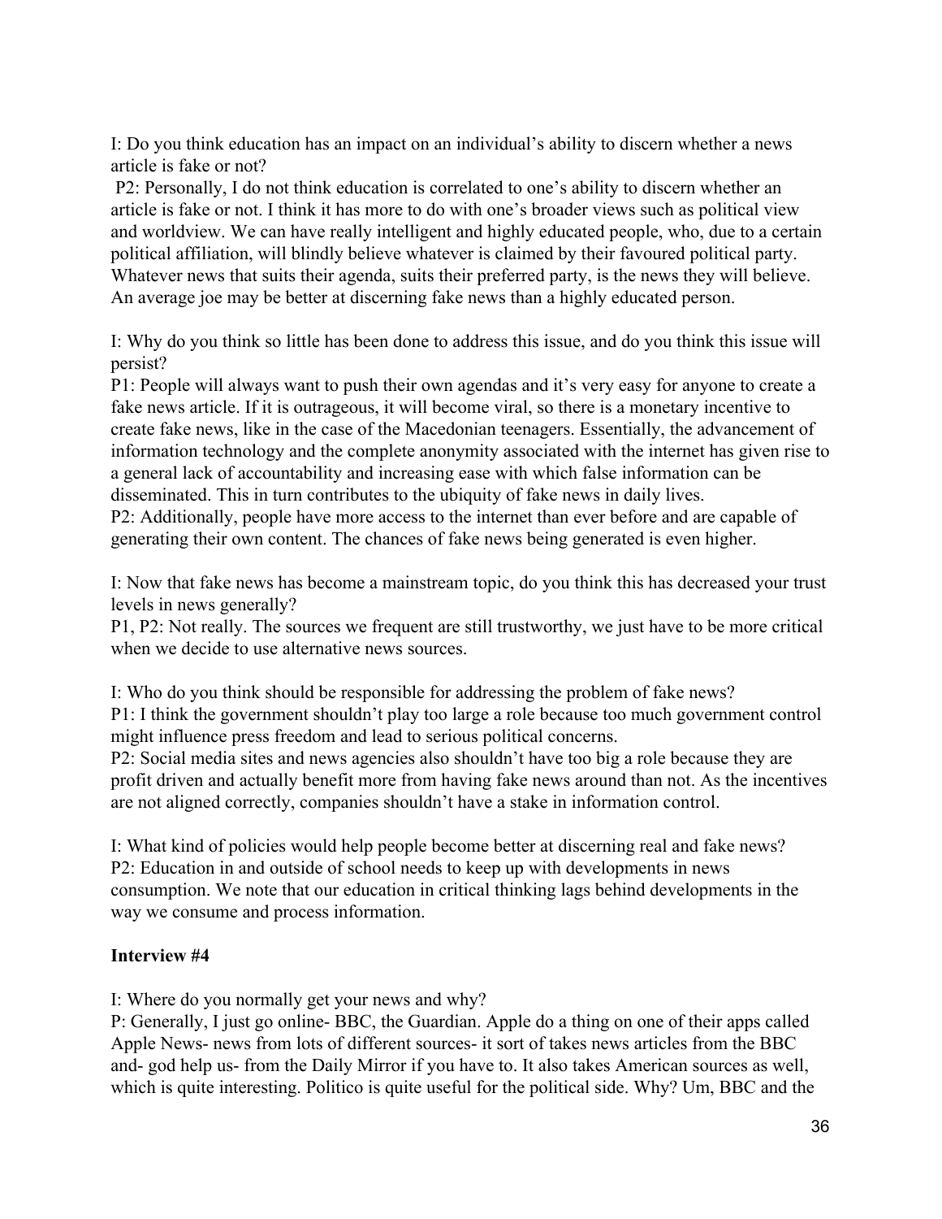I: Do you think education has an impact on an individual's ability to discern whether a news article is fake or not?

P2: Personally, I do not think education is correlated to one's ability to discern whether an article is fake or not. I think it has more to do with one's broader views such as political view and worldview. We can have really intelligent and highly educated people, who, due to a certain political affiliation, will blindly believe whatever is claimed by their favoured political party. Whatever news that suits their agenda, suits their preferred party, is the news they will believe. An average joe may be better at discerning fake news than a highly educated person.

I: Why do you think so little has been done to address this issue, and do you think this issue will persist?

P1: People will always want to push their own agendas and it's very easy for anyone to create a fake news article. If it is outrageous, it will become viral, so there is a monetary incentive to create fake news, like in the case of the Macedonian teenagers. Essentially, the advancement of information technology and the complete anonymity associated with the internet has given rise to a general lack of accountability and increasing ease with which false information can be disseminated. This in turn contributes to the ubiquity of fake news in daily lives.

P2: Additionally, people have more access to the internet than ever before and are capable of generating their own content. The chances of fake news being generated is even higher.

I: Now that fake news has become a mainstream topic, do you think this has decreased your trust levels in news generally?

P1, P2: Not really. The sources we frequent are still trustworthy, we just have to be more critical when we decide to use alternative news sources.

I: Who do you think should be responsible for addressing the problem of fake news?

P1: I think the government shouldn't play too large a role because too much government control might influence press freedom and lead to serious political concerns.

P2: Social media sites and news agencies also shouldn't have too big a role because they are profit driven and actually benefit more from having fake news around than not. As the incentives are not aligned correctly, companies shouldn't have a stake in information control.

I: What kind of policies would help people become better at discerning real and fake news?

P2: Education in and outside of school needs to keep up with developments in news consumption. We note that our education in critical thinking lags behind developments in the way we consume and process information.

**Interview #4**

I: Where do you normally get your news and why?

P: Generally, I just go online- BBC, the Guardian. Apple do a thing on one of their apps called Apple News- news from lots of different sources- it sort of takes news articles from the BBC and- god help us- from the Daily Mirror if you have to. It also takes American sources as well, which is quite interesting. Politico is quite useful for the political side. Why? Um, BBC and the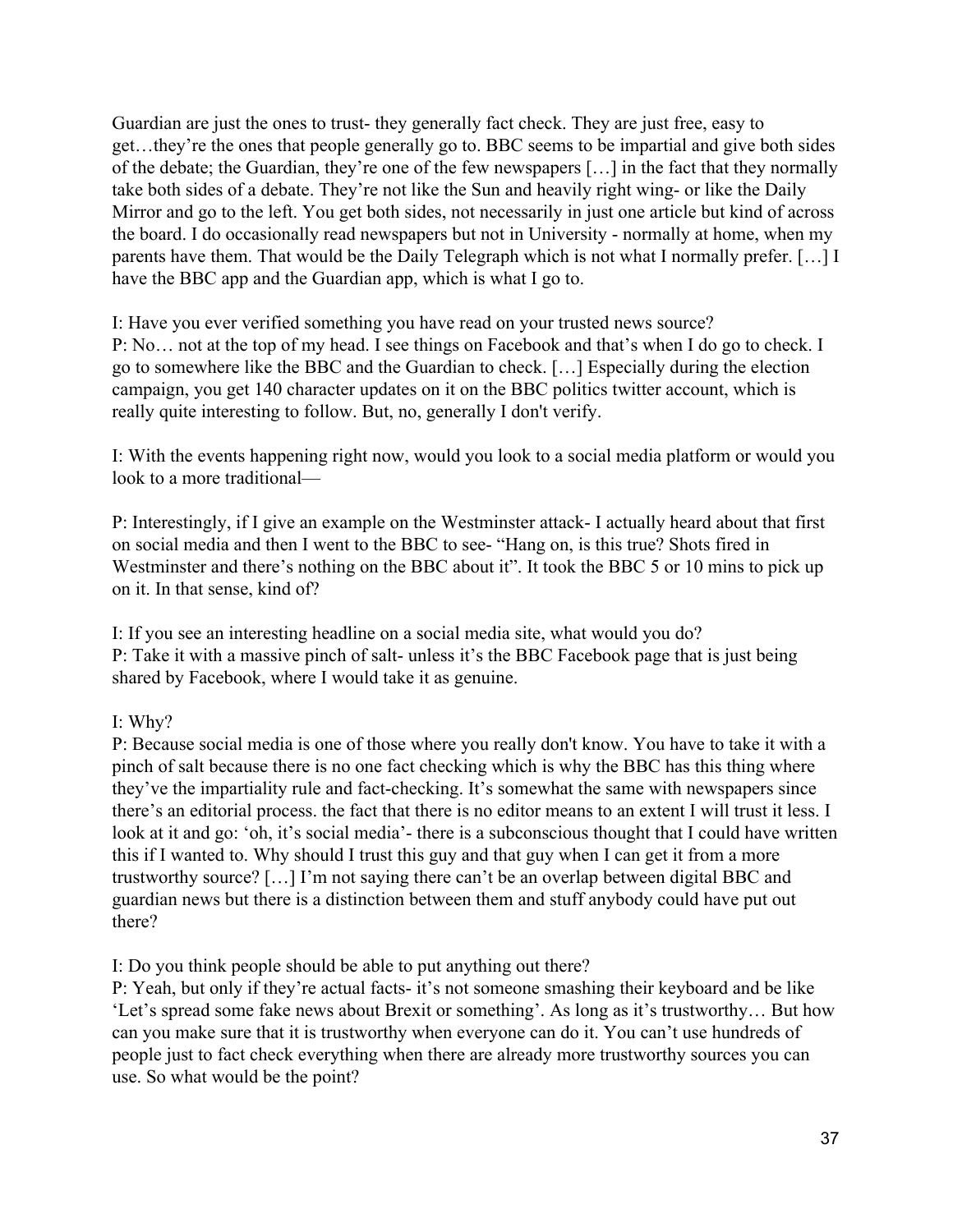Guardian are just the ones to trust- they generally fact check. They are just free, easy to get…they're the ones that people generally go to. BBC seems to be impartial and give both sides of the debate; the Guardian, they're one of the few newspapers […] in the fact that they normally take both sides of a debate. They're not like the Sun and heavily right wing- or like the Daily Mirror and go to the left. You get both sides, not necessarily in just one article but kind of across the board. I do occasionally read newspapers but not in University - normally at home, when my parents have them. That would be the Daily Telegraph which is not what I normally prefer. […] I have the BBC app and the Guardian app, which is what I go to.

I: Have you ever verified something you have read on your trusted news source?
P: No… not at the top of my head. I see things on Facebook and that's when I do go to check. I go to somewhere like the BBC and the Guardian to check. […] Especially during the election campaign, you get 140 character updates on it on the BBC politics twitter account, which is really quite interesting to follow. But, no, generally I don't verify.

I: With the events happening right now, would you look to a social media platform or would you look to a more traditional—

P: Interestingly, if I give an example on the Westminster attack- I actually heard about that first on social media and then I went to the BBC to see- "Hang on, is this true? Shots fired in Westminster and there's nothing on the BBC about it". It took the BBC 5 or 10 mins to pick up on it. In that sense, kind of?

I: If you see an interesting headline on a social media site, what would you do?
P: Take it with a massive pinch of salt- unless it's the BBC Facebook page that is just being shared by Facebook, where I would take it as genuine.

I: Why?
P: Because social media is one of those where you really don't know. You have to take it with a pinch of salt because there is no one fact checking which is why the BBC has this thing where they've the impartiality rule and fact-checking. It's somewhat the same with newspapers since there's an editorial process. the fact that there is no editor means to an extent I will trust it less. I look at it and go: 'oh, it's social media'- there is a subconscious thought that I could have written this if I wanted to. Why should I trust this guy and that guy when I can get it from a more trustworthy source? […] I'm not saying there can't be an overlap between digital BBC and guardian news but there is a distinction between them and stuff anybody could have put out there?

I: Do you think people should be able to put anything out there?
P: Yeah, but only if they're actual facts- it's not someone smashing their keyboard and be like 'Let's spread some fake news about Brexit or something'. As long as it's trustworthy… But how can you make sure that it is trustworthy when everyone can do it. You can't use hundreds of people just to fact check everything when there are already more trustworthy sources you can use. So what would be the point?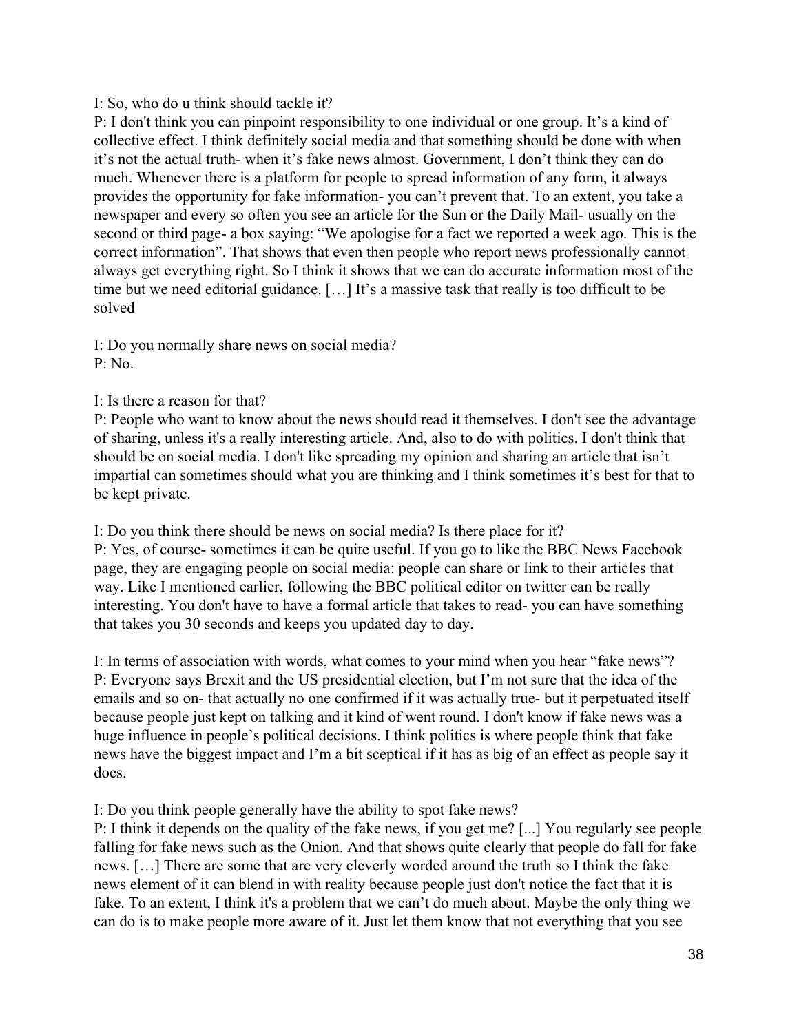I: So, who do u think should tackle it?
P: I don't think you can pinpoint responsibility to one individual or one group. It's a kind of collective effect. I think definitely social media and that something should be done with when it's not the actual truth- when it's fake news almost. Government, I don't think they can do much. Whenever there is a platform for people to spread information of any form, it always provides the opportunity for fake information- you can't prevent that. To an extent, you take a newspaper and every so often you see an article for the Sun or the Daily Mail- usually on the second or third page- a box saying: "We apologise for a fact we reported a week ago. This is the correct information". That shows that even then people who report news professionally cannot always get everything right. So I think it shows that we can do accurate information most of the time but we need editorial guidance. […] It's a massive task that really is too difficult to be solved

I: Do you normally share news on social media?
P: No.

I: Is there a reason for that?
P: People who want to know about the news should read it themselves. I don't see the advantage of sharing, unless it's a really interesting article. And, also to do with politics. I don't think that should be on social media. I don't like spreading my opinion and sharing an article that isn't impartial can sometimes should what you are thinking and I think sometimes it's best for that to be kept private.

I: Do you think there should be news on social media? Is there place for it?
P: Yes, of course- sometimes it can be quite useful. If you go to like the BBC News Facebook page, they are engaging people on social media: people can share or link to their articles that way. Like I mentioned earlier, following the BBC political editor on twitter can be really interesting. You don't have to have a formal article that takes to read- you can have something that takes you 30 seconds and keeps you updated day to day.

I: In terms of association with words, what comes to your mind when you hear "fake news"?
P: Everyone says Brexit and the US presidential election, but I'm not sure that the idea of the emails and so on- that actually no one confirmed if it was actually true- but it perpetuated itself because people just kept on talking and it kind of went round. I don't know if fake news was a huge influence in people's political decisions. I think politics is where people think that fake news have the biggest impact and I'm a bit sceptical if it has as big of an effect as people say it does.

I: Do you think people generally have the ability to spot fake news?
P: I think it depends on the quality of the fake news, if you get me? [...] You regularly see people falling for fake news such as the Onion. And that shows quite clearly that people do fall for fake news. […] There are some that are very cleverly worded around the truth so I think the fake news element of it can blend in with reality because people just don't notice the fact that it is fake. To an extent, I think it's a problem that we can't do much about. Maybe the only thing we can do is to make people more aware of it. Just let them know that not everything that you see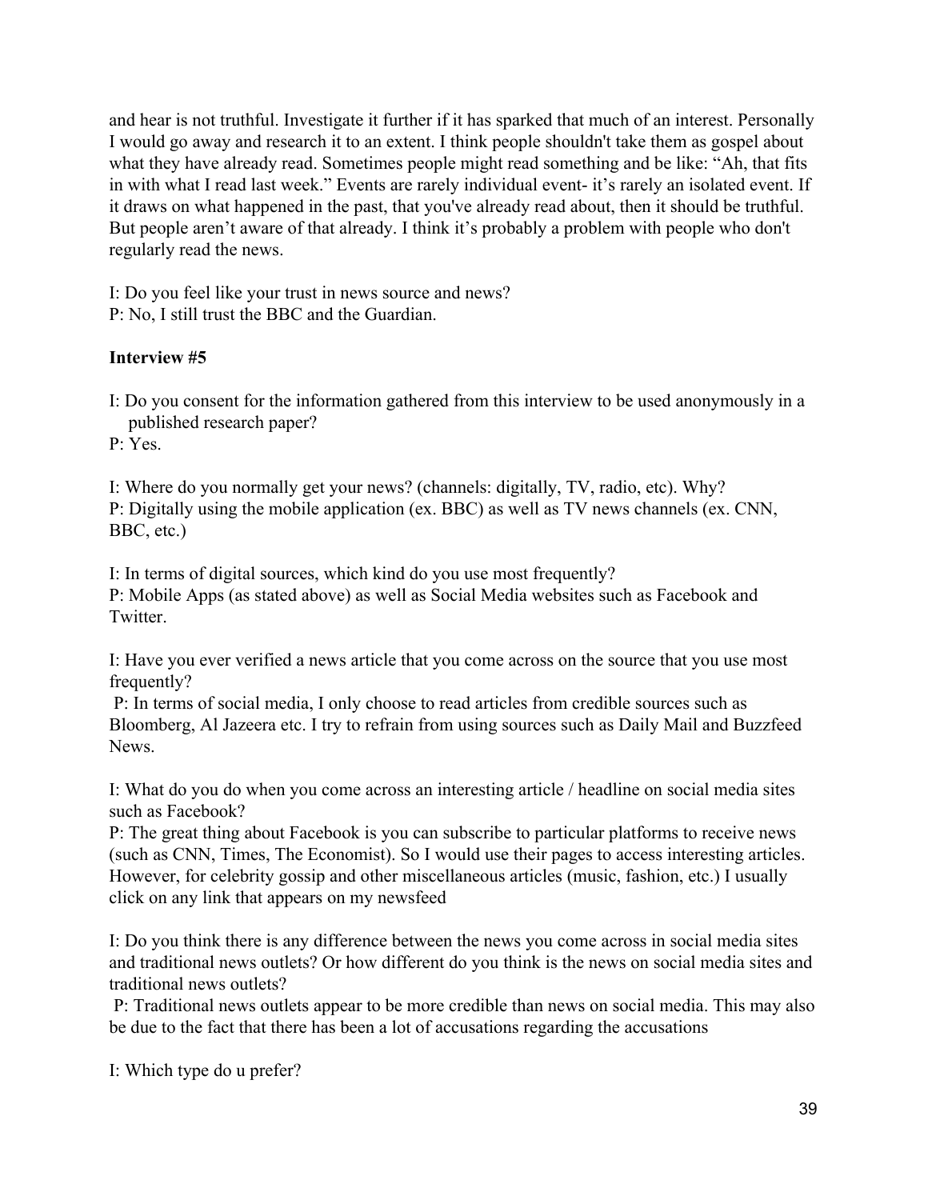and hear is not truthful. Investigate it further if it has sparked that much of an interest. Personally I would go away and research it to an extent. I think people shouldn't take them as gospel about what they have already read. Sometimes people might read something and be like: "Ah, that fits in with what I read last week." Events are rarely individual event- it's rarely an isolated event. If it draws on what happened in the past, that you've already read about, then it should be truthful. But people aren't aware of that already. I think it's probably a problem with people who don't regularly read the news.

I: Do you feel like your trust in news source and news?
P: No, I still trust the BBC and the Guardian.

**Interview #5**

I: Do you consent for the information gathered from this interview to be used anonymously in a published research paper?
P: Yes.

I: Where do you normally get your news? (channels: digitally, TV, radio, etc). Why?
P: Digitally using the mobile application (ex. BBC) as well as TV news channels (ex. CNN, BBC, etc.)

I: In terms of digital sources, which kind do you use most frequently?
P: Mobile Apps (as stated above) as well as Social Media websites such as Facebook and Twitter.

I: Have you ever verified a news article that you come across on the source that you use most frequently?
P: In terms of social media, I only choose to read articles from credible sources such as Bloomberg, Al Jazeera etc. I try to refrain from using sources such as Daily Mail and Buzzfeed News.

I: What do you do when you come across an interesting article / headline on social media sites such as Facebook?
P: The great thing about Facebook is you can subscribe to particular platforms to receive news (such as CNN, Times, The Economist). So I would use their pages to access interesting articles. However, for celebrity gossip and other miscellaneous articles (music, fashion, etc.) I usually click on any link that appears on my newsfeed

I: Do you think there is any difference between the news you come across in social media sites and traditional news outlets? Or how different do you think is the news on social media sites and traditional news outlets?
P: Traditional news outlets appear to be more credible than news on social media. This may also be due to the fact that there has been a lot of accusations regarding the accusations

I: Which type do u prefer?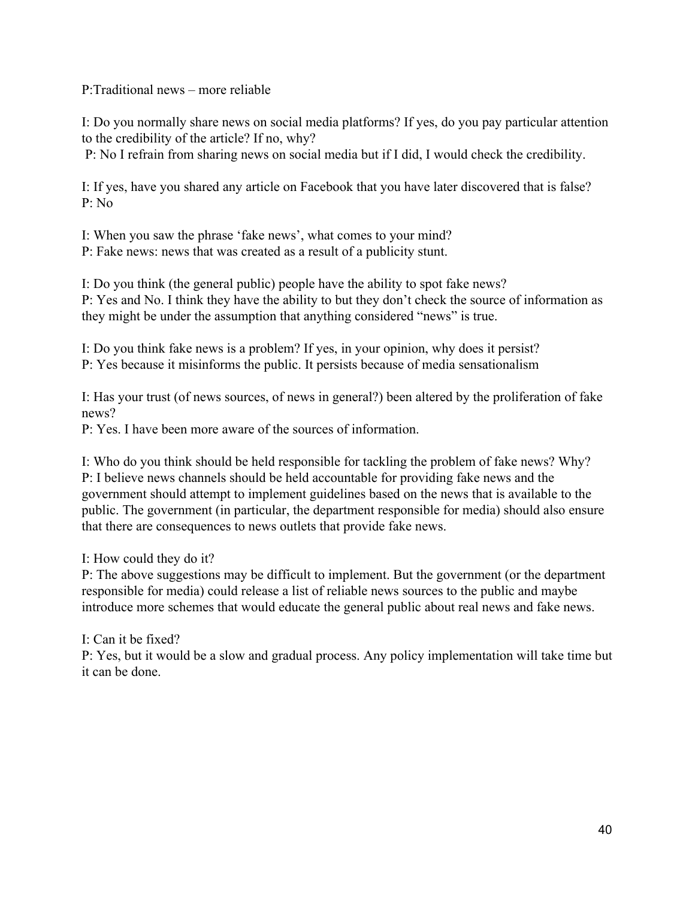P:Traditional news – more reliable

I: Do you normally share news on social media platforms? If yes, do you pay particular attention to the credibility of the article? If no, why?
P: No I refrain from sharing news on social media but if I did, I would check the credibility.

I: If yes, have you shared any article on Facebook that you have later discovered that is false?
P: No

I: When you saw the phrase 'fake news', what comes to your mind?
P: Fake news: news that was created as a result of a publicity stunt.

I: Do you think (the general public) people have the ability to spot fake news?
P: Yes and No. I think they have the ability to but they don't check the source of information as they might be under the assumption that anything considered "news" is true.

I: Do you think fake news is a problem? If yes, in your opinion, why does it persist?
P: Yes because it misinforms the public. It persists because of media sensationalism

I: Has your trust (of news sources, of news in general?) been altered by the proliferation of fake news?
P: Yes. I have been more aware of the sources of information.

I: Who do you think should be held responsible for tackling the problem of fake news? Why?
P: I believe news channels should be held accountable for providing fake news and the government should attempt to implement guidelines based on the news that is available to the public. The government (in particular, the department responsible for media) should also ensure that there are consequences to news outlets that provide fake news.

I: How could they do it?
P: The above suggestions may be difficult to implement. But the government (or the department responsible for media) could release a list of reliable news sources to the public and maybe introduce more schemes that would educate the general public about real news and fake news.

I: Can it be fixed?
P: Yes, but it would be a slow and gradual process. Any policy implementation will take time but it can be done.